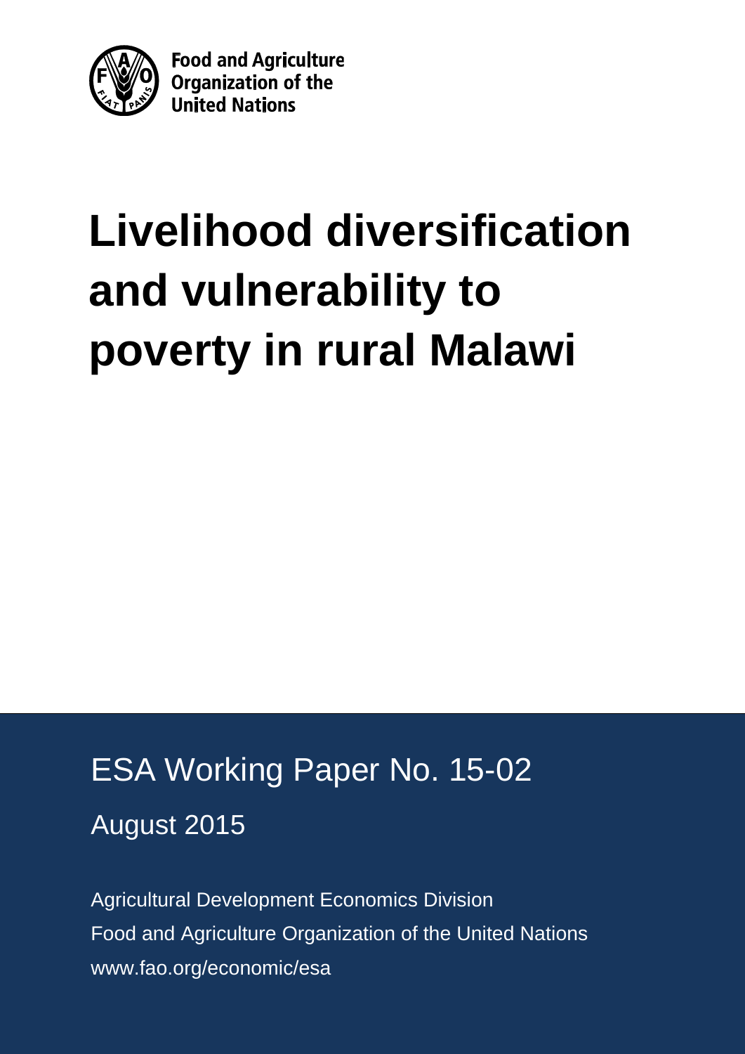Food and Agriculture Organization of the United Nations

# Livelihood diversification and vulnerability to poverty in rural Malawi

ESA Working Paper No. 15-02

August 2015

Agricultural Development Economics Division

Food and Agriculture Organization of the United Nations

www.fao.org/economic/esa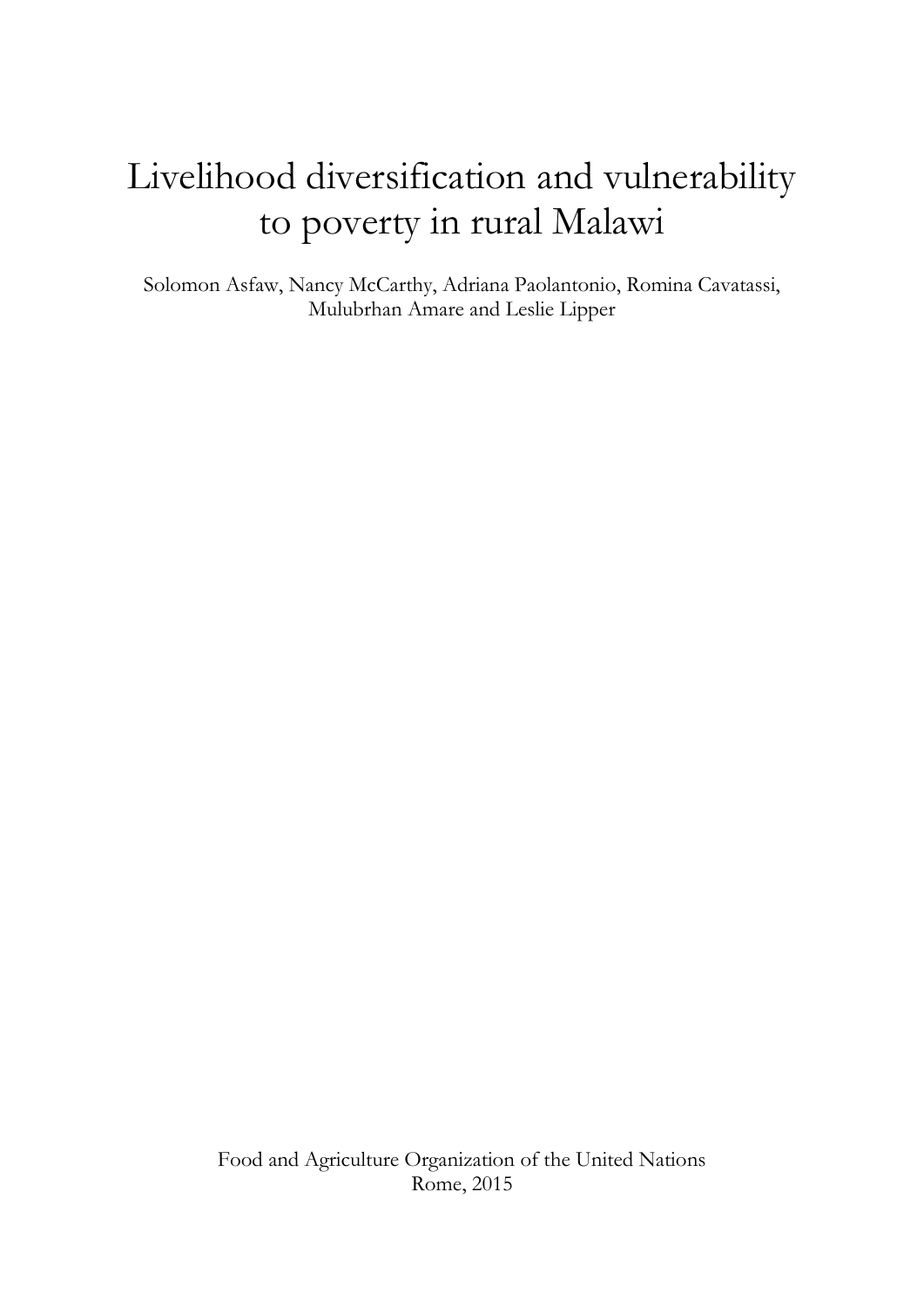# Livelihood diversification and vulnerability to poverty in rural Malawi

Solomon Asfaw, Nancy McCarthy, Adriana Paolantonio, Romina Cavatassi, Mulubrhan Amare and Leslie Lipper

Food and Agriculture Organization of the United Nations
Rome, 2015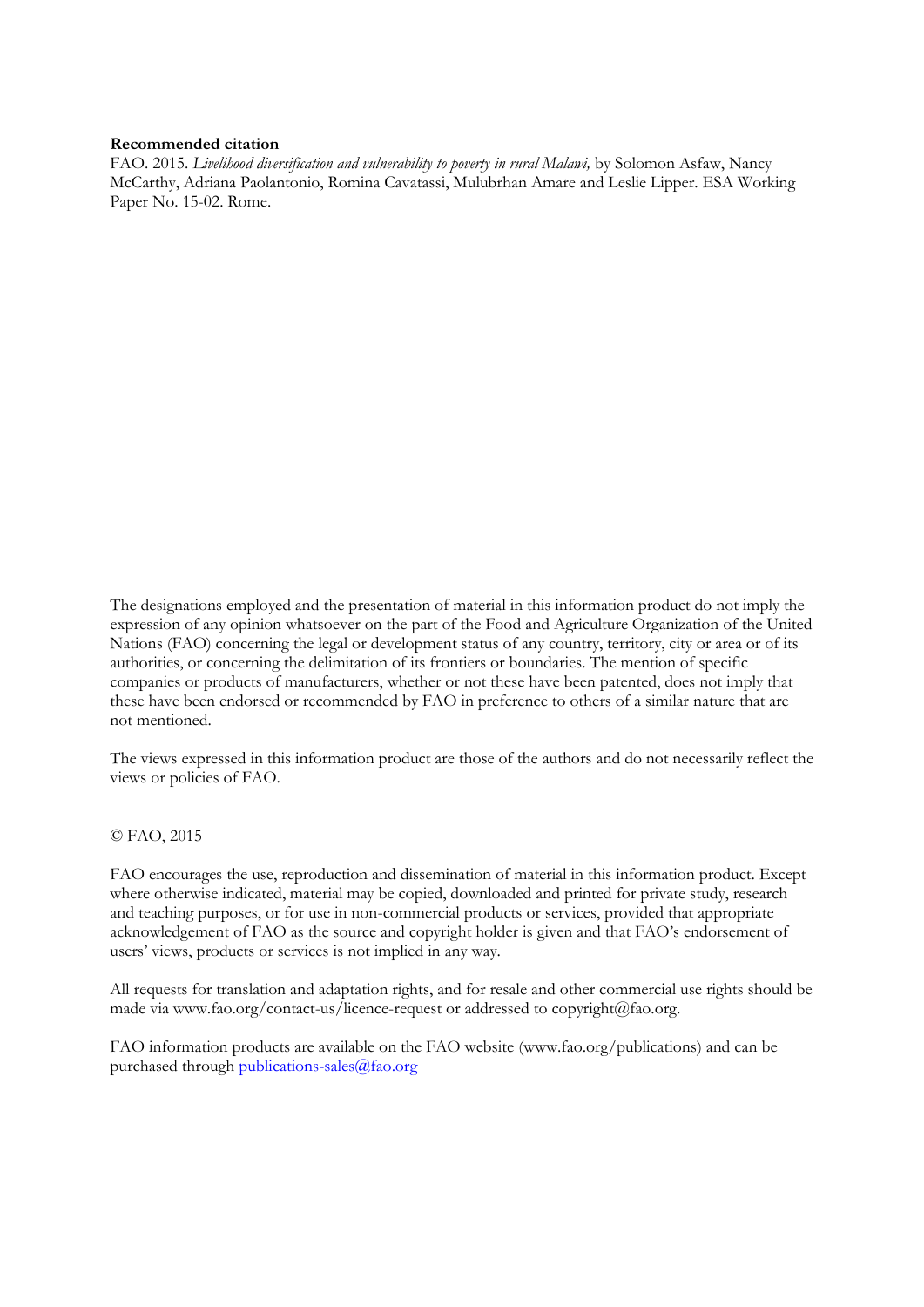**Recommended citation**

FAO. 2015. *Livelihood diversification and vulnerability to poverty in rural Malawi,* by Solomon Asfaw, Nancy McCarthy, Adriana Paolantonio, Romina Cavatassi, Mulubrhan Amare and Leslie Lipper. ESA Working Paper No. 15-02. Rome.

The designations employed and the presentation of material in this information product do not imply the expression of any opinion whatsoever on the part of the Food and Agriculture Organization of the United Nations (FAO) concerning the legal or development status of any country, territory, city or area or of its authorities, or concerning the delimitation of its frontiers or boundaries. The mention of specific companies or products of manufacturers, whether or not these have been patented, does not imply that these have been endorsed or recommended by FAO in preference to others of a similar nature that are not mentioned.

The views expressed in this information product are those of the authors and do not necessarily reflect the views or policies of FAO.

© FAO, 2015

FAO encourages the use, reproduction and dissemination of material in this information product. Except where otherwise indicated, material may be copied, downloaded and printed for private study, research and teaching purposes, or for use in non-commercial products or services, provided that appropriate acknowledgement of FAO as the source and copyright holder is given and that FAO's endorsement of users' views, products or services is not implied in any way.

All requests for translation and adaptation rights, and for resale and other commercial use rights should be made via www.fao.org/contact-us/licence-request or addressed to copyright@fao.org.

FAO information products are available on the FAO website (www.fao.org/publications) and can be purchased through publications-sales@fao.org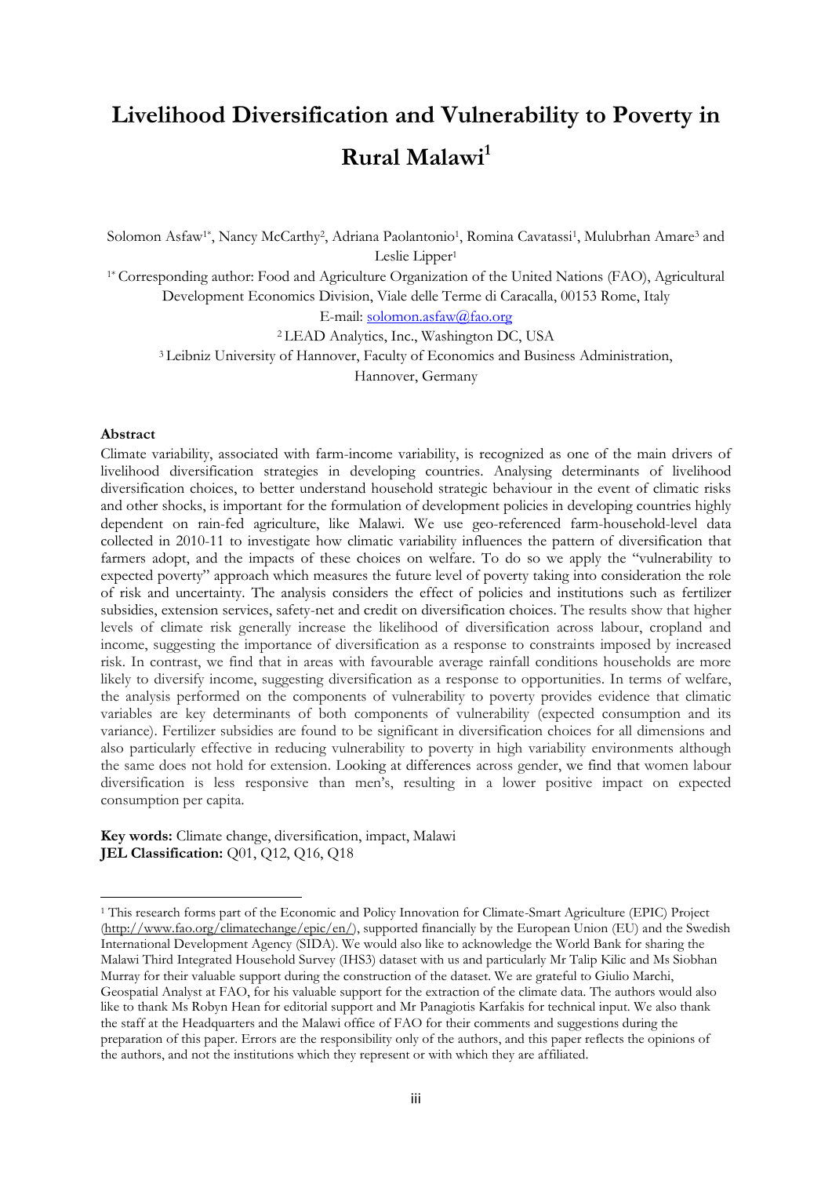# Livelihood Diversification and Vulnerability to Poverty in Rural Malawi[1]

Solomon Asfaw[1*], Nancy McCarthy[2], Adriana Paolantonio[1], Romina Cavatassi[1], Mulubrhan Amare[3] and Leslie Lipper[1]

[1*] Corresponding author: Food and Agriculture Organization of the United Nations (FAO), Agricultural Development Economics Division, Viale delle Terme di Caracalla, 00153 Rome, Italy

E-mail: solomon.asfaw@fao.org

[2] LEAD Analytics, Inc., Washington DC, USA

[3] Leibniz University of Hannover, Faculty of Economics and Business Administration, Hannover, Germany

**Abstract**

Climate variability, associated with farm-income variability, is recognized as one of the main drivers of livelihood diversification strategies in developing countries. Analysing determinants of livelihood diversification choices, to better understand household strategic behaviour in the event of climatic risks and other shocks, is important for the formulation of development policies in developing countries highly dependent on rain-fed agriculture, like Malawi. We use geo-referenced farm-household-level data collected in 2010-11 to investigate how climatic variability influences the pattern of diversification that farmers adopt, and the impacts of these choices on welfare. To do so we apply the "vulnerability to expected poverty" approach which measures the future level of poverty taking into consideration the role of risk and uncertainty. The analysis considers the effect of policies and institutions such as fertilizer subsidies, extension services, safety-net and credit on diversification choices. The results show that higher levels of climate risk generally increase the likelihood of diversification across labour, cropland and income, suggesting the importance of diversification as a response to constraints imposed by increased risk. In contrast, we find that in areas with favourable average rainfall conditions households are more likely to diversify income, suggesting diversification as a response to opportunities. In terms of welfare, the analysis performed on the components of vulnerability to poverty provides evidence that climatic variables are key determinants of both components of vulnerability (expected consumption and its variance). Fertilizer subsidies are found to be significant in diversification choices for all dimensions and also particularly effective in reducing vulnerability to poverty in high variability environments although the same does not hold for extension. Looking at differences across gender, we find that women labour diversification is less responsive than men's, resulting in a lower positive impact on expected consumption per capita.

**Key words:** Climate change, diversification, impact, Malawi
**JEL Classification:** Q01, Q12, Q16, Q18

---

[1] This research forms part of the Economic and Policy Innovation for Climate-Smart Agriculture (EPIC) Project (http://www.fao.org/climatechange/epic/en/), supported financially by the European Union (EU) and the Swedish International Development Agency (SIDA). We would also like to acknowledge the World Bank for sharing the Malawi Third Integrated Household Survey (IHS3) dataset with us and particularly Mr Talip Kilic and Ms Siobhan Murray for their valuable support during the construction of the dataset. We are grateful to Giulio Marchi, Geospatial Analyst at FAO, for his valuable support for the extraction of the climate data. The authors would also like to thank Ms Robyn Hean for editorial support and Mr Panagiotis Karfakis for technical input. We also thank the staff at the Headquarters and the Malawi office of FAO for their comments and suggestions during the preparation of this paper. Errors are the responsibility only of the authors, and this paper reflects the opinions of the authors, and not the institutions which they represent or with which they are affiliated.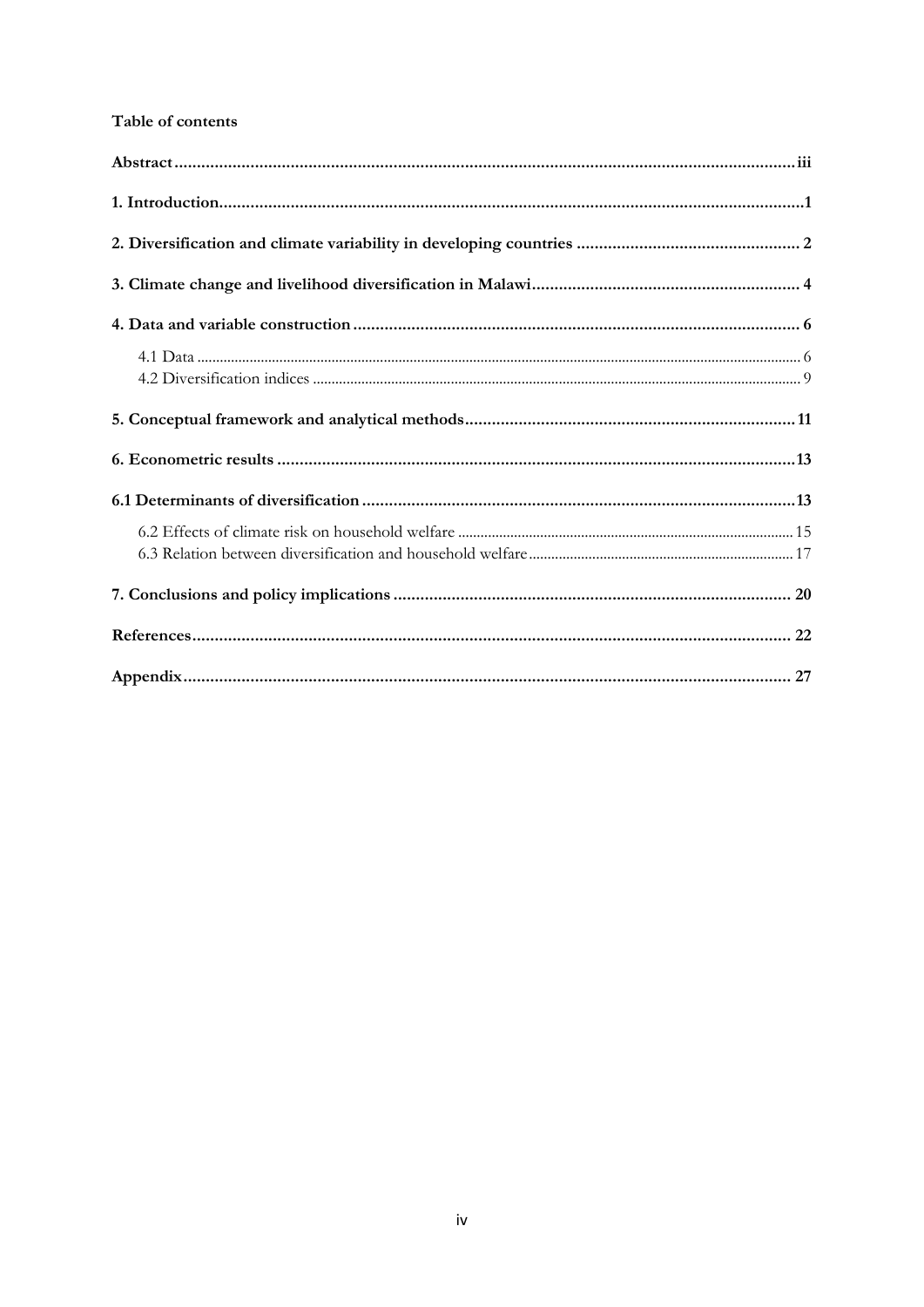**Table of contents**

**Abstract** ........ iii

**1. Introduction** ........ 1

**2. Diversification and climate variability in developing countries** ........ 2

**3. Climate change and livelihood diversification in Malawi** ........ 4

**4. Data and variable construction** ........ 6

- 4.1 Data ........ 6
- 4.2 Diversification indices ........ 9

**5. Conceptual framework and analytical methods** ........ 11

**6. Econometric results** ........ 13

**6.1 Determinants of diversification** ........ 13

- 6.2 Effects of climate risk on household welfare ........ 15
- 6.3 Relation between diversification and household welfare ........ 17

**7. Conclusions and policy implications** ........ 20

**References** ........ 22

**Appendix** ........ 27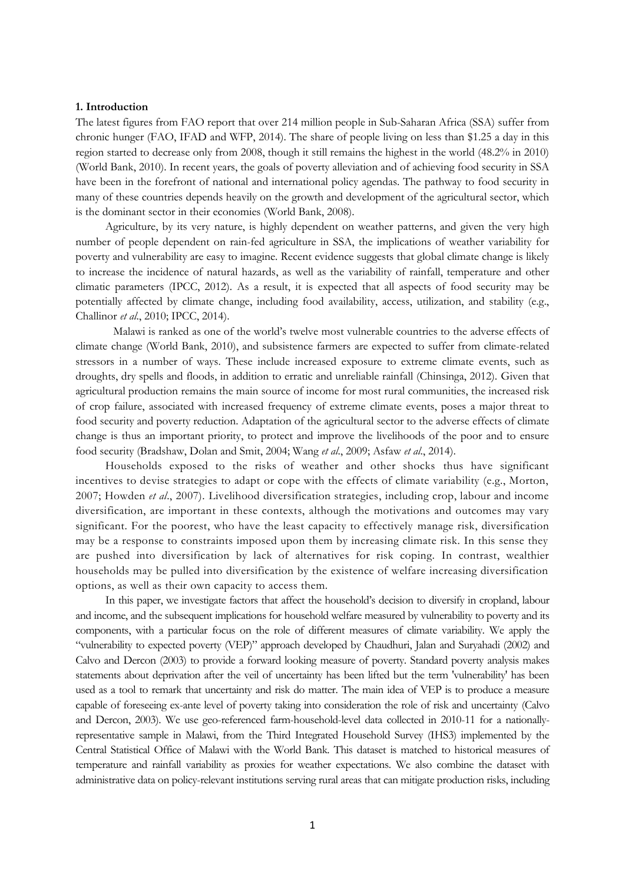**1. Introduction**

The latest figures from FAO report that over 214 million people in Sub-Saharan Africa (SSA) suffer from chronic hunger (FAO, IFAD and WFP, 2014). The share of people living on less than $1.25 a day in this region started to decrease only from 2008, though it still remains the highest in the world (48.2% in 2010) (World Bank, 2010). In recent years, the goals of poverty alleviation and of achieving food security in SSA have been in the forefront of national and international policy agendas. The pathway to food security in many of these countries depends heavily on the growth and development of the agricultural sector, which is the dominant sector in their economies (World Bank, 2008).

Agriculture, by its very nature, is highly dependent on weather patterns, and given the very high number of people dependent on rain-fed agriculture in SSA, the implications of weather variability for poverty and vulnerability are easy to imagine. Recent evidence suggests that global climate change is likely to increase the incidence of natural hazards, as well as the variability of rainfall, temperature and other climatic parameters (IPCC, 2012). As a result, it is expected that all aspects of food security may be potentially affected by climate change, including food availability, access, utilization, and stability (e.g., Challinor *et al*., 2010; IPCC, 2014).

Malawi is ranked as one of the world's twelve most vulnerable countries to the adverse effects of climate change (World Bank, 2010), and subsistence farmers are expected to suffer from climate-related stressors in a number of ways. These include increased exposure to extreme climate events, such as droughts, dry spells and floods, in addition to erratic and unreliable rainfall (Chinsinga, 2012). Given that agricultural production remains the main source of income for most rural communities, the increased risk of crop failure, associated with increased frequency of extreme climate events, poses a major threat to food security and poverty reduction. Adaptation of the agricultural sector to the adverse effects of climate change is thus an important priority, to protect and improve the livelihoods of the poor and to ensure food security (Bradshaw, Dolan and Smit, 2004; Wang *et al*., 2009; Asfaw *et al*., 2014).

Households exposed to the risks of weather and other shocks thus have significant incentives to devise strategies to adapt or cope with the effects of climate variability (e.g., Morton, 2007; Howden *et al*., 2007). Livelihood diversification strategies, including crop, labour and income diversification, are important in these contexts, although the motivations and outcomes may vary significant. For the poorest, who have the least capacity to effectively manage risk, diversification may be a response to constraints imposed upon them by increasing climate risk. In this sense they are pushed into diversification by lack of alternatives for risk coping. In contrast, wealthier households may be pulled into diversification by the existence of welfare increasing diversification options, as well as their own capacity to access them.

In this paper, we investigate factors that affect the household's decision to diversify in cropland, labour and income, and the subsequent implications for household welfare measured by vulnerability to poverty and its components, with a particular focus on the role of different measures of climate variability. We apply the "vulnerability to expected poverty (VEP)" approach developed by Chaudhuri, Jalan and Suryahadi (2002) and Calvo and Dercon (2003) to provide a forward looking measure of poverty. Standard poverty analysis makes statements about deprivation after the veil of uncertainty has been lifted but the term 'vulnerability' has been used as a tool to remark that uncertainty and risk do matter. The main idea of VEP is to produce a measure capable of foreseeing ex-ante level of poverty taking into consideration the role of risk and uncertainty (Calvo and Dercon, 2003). We use geo-referenced farm-household-level data collected in 2010-11 for a nationally-representative sample in Malawi, from the Third Integrated Household Survey (IHS3) implemented by the Central Statistical Office of Malawi with the World Bank. This dataset is matched to historical measures of temperature and rainfall variability as proxies for weather expectations. We also combine the dataset with administrative data on policy-relevant institutions serving rural areas that can mitigate production risks, including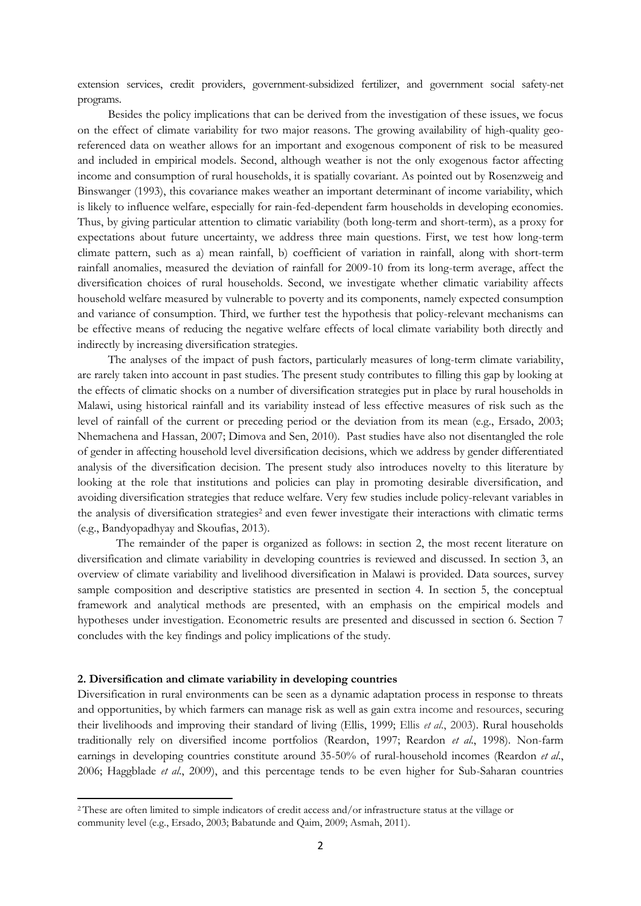extension services, credit providers, government-subsidized fertilizer, and government social safety-net programs.

Besides the policy implications that can be derived from the investigation of these issues, we focus on the effect of climate variability for two major reasons. The growing availability of high-quality geo-referenced data on weather allows for an important and exogenous component of risk to be measured and included in empirical models. Second, although weather is not the only exogenous factor affecting income and consumption of rural households, it is spatially covariant. As pointed out by Rosenzweig and Binswanger (1993), this covariance makes weather an important determinant of income variability, which is likely to influence welfare, especially for rain-fed-dependent farm households in developing economies. Thus, by giving particular attention to climatic variability (both long-term and short-term), as a proxy for expectations about future uncertainty, we address three main questions. First, we test how long-term climate pattern, such as a) mean rainfall, b) coefficient of variation in rainfall, along with short-term rainfall anomalies, measured the deviation of rainfall for 2009-10 from its long-term average, affect the diversification choices of rural households. Second, we investigate whether climatic variability affects household welfare measured by vulnerable to poverty and its components, namely expected consumption and variance of consumption. Third, we further test the hypothesis that policy-relevant mechanisms can be effective means of reducing the negative welfare effects of local climate variability both directly and indirectly by increasing diversification strategies.

The analyses of the impact of push factors, particularly measures of long-term climate variability, are rarely taken into account in past studies. The present study contributes to filling this gap by looking at the effects of climatic shocks on a number of diversification strategies put in place by rural households in Malawi, using historical rainfall and its variability instead of less effective measures of risk such as the level of rainfall of the current or preceding period or the deviation from its mean (e.g., Ersado, 2003; Nhemachena and Hassan, 2007; Dimova and Sen, 2010). Past studies have also not disentangled the role of gender in affecting household level diversification decisions, which we address by gender differentiated analysis of the diversification decision. The present study also introduces novelty to this literature by looking at the role that institutions and policies can play in promoting desirable diversification, and avoiding diversification strategies that reduce welfare. Very few studies include policy-relevant variables in the analysis of diversification strategies[2] and even fewer investigate their interactions with climatic terms (e.g., Bandyopadhyay and Skoufias, 2013).

The remainder of the paper is organized as follows: in section 2, the most recent literature on diversification and climate variability in developing countries is reviewed and discussed. In section 3, an overview of climate variability and livelihood diversification in Malawi is provided. Data sources, survey sample composition and descriptive statistics are presented in section 4. In section 5, the conceptual framework and analytical methods are presented, with an emphasis on the empirical models and hypotheses under investigation. Econometric results are presented and discussed in section 6. Section 7 concludes with the key findings and policy implications of the study.

## 2. Diversification and climate variability in developing countries

Diversification in rural environments can be seen as a dynamic adaptation process in response to threats and opportunities, by which farmers can manage risk as well as gain extra income and resources, securing their livelihoods and improving their standard of living (Ellis, 1999; Ellis *et al*., 2003). Rural households traditionally rely on diversified income portfolios (Reardon, 1997; Reardon *et al*., 1998). Non-farm earnings in developing countries constitute around 35-50% of rural-household incomes (Reardon *et al*., 2006; Haggblade *et al*., 2009), and this percentage tends to be even higher for Sub-Saharan countries

[2] These are often limited to simple indicators of credit access and/or infrastructure status at the village or community level (e.g., Ersado, 2003; Babatunde and Qaim, 2009; Asmah, 2011).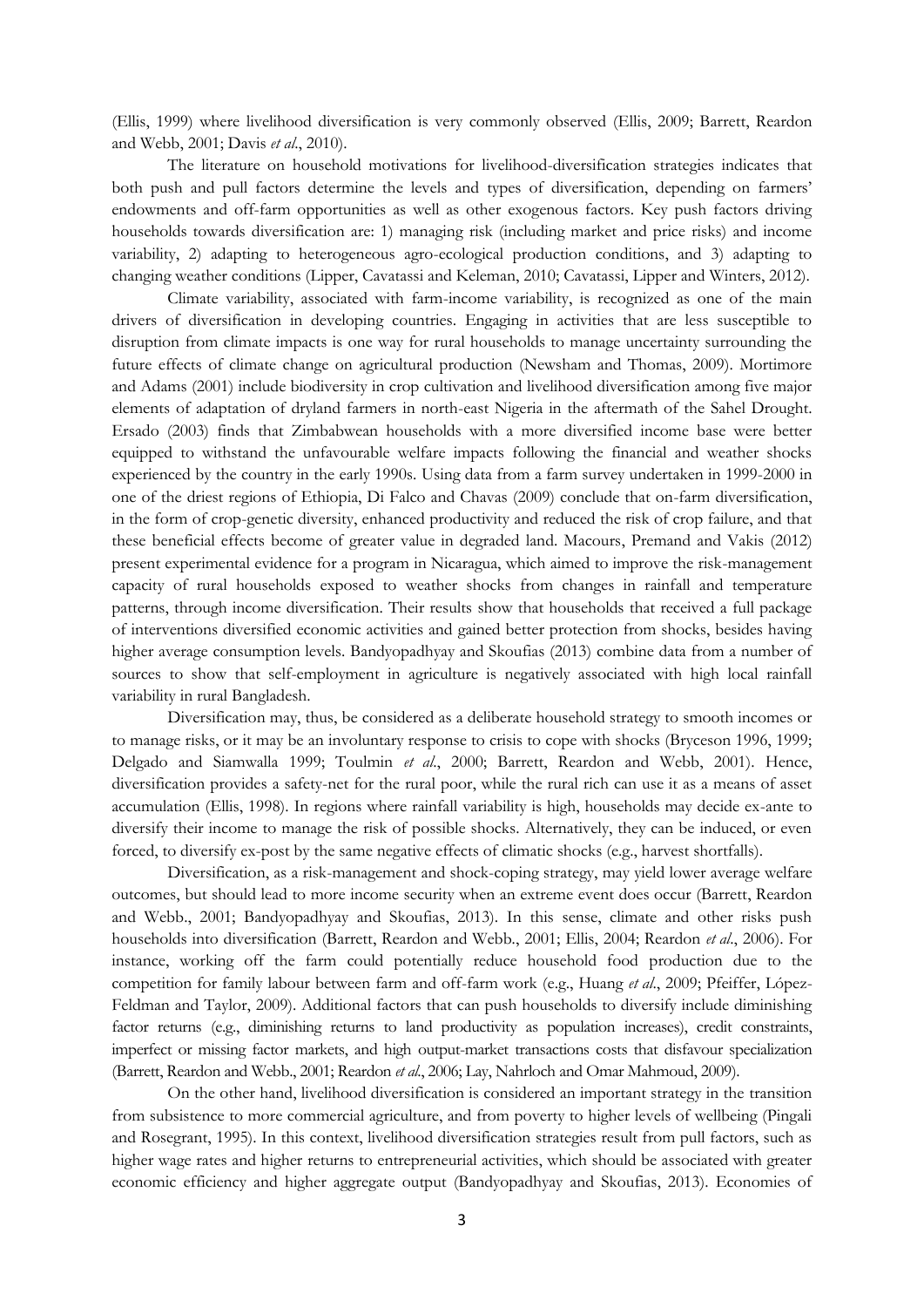(Ellis, 1999) where livelihood diversification is very commonly observed (Ellis, 2009; Barrett, Reardon and Webb, 2001; Davis *et al*., 2010).

The literature on household motivations for livelihood-diversification strategies indicates that both push and pull factors determine the levels and types of diversification, depending on farmers' endowments and off-farm opportunities as well as other exogenous factors. Key push factors driving households towards diversification are: 1) managing risk (including market and price risks) and income variability, 2) adapting to heterogeneous agro-ecological production conditions, and 3) adapting to changing weather conditions (Lipper, Cavatassi and Keleman, 2010; Cavatassi, Lipper and Winters, 2012).

Climate variability, associated with farm-income variability, is recognized as one of the main drivers of diversification in developing countries. Engaging in activities that are less susceptible to disruption from climate impacts is one way for rural households to manage uncertainty surrounding the future effects of climate change on agricultural production (Newsham and Thomas, 2009). Mortimore and Adams (2001) include biodiversity in crop cultivation and livelihood diversification among five major elements of adaptation of dryland farmers in north-east Nigeria in the aftermath of the Sahel Drought. Ersado (2003) finds that Zimbabwean households with a more diversified income base were better equipped to withstand the unfavourable welfare impacts following the financial and weather shocks experienced by the country in the early 1990s. Using data from a farm survey undertaken in 1999-2000 in one of the driest regions of Ethiopia, Di Falco and Chavas (2009) conclude that on-farm diversification, in the form of crop-genetic diversity, enhanced productivity and reduced the risk of crop failure, and that these beneficial effects become of greater value in degraded land. Macours, Premand and Vakis (2012) present experimental evidence for a program in Nicaragua, which aimed to improve the risk-management capacity of rural households exposed to weather shocks from changes in rainfall and temperature patterns, through income diversification. Their results show that households that received a full package of interventions diversified economic activities and gained better protection from shocks, besides having higher average consumption levels. Bandyopadhyay and Skoufias (2013) combine data from a number of sources to show that self-employment in agriculture is negatively associated with high local rainfall variability in rural Bangladesh.

Diversification may, thus, be considered as a deliberate household strategy to smooth incomes or to manage risks, or it may be an involuntary response to crisis to cope with shocks (Bryceson 1996, 1999; Delgado and Siamwalla 1999; Toulmin *et al*., 2000; Barrett, Reardon and Webb, 2001). Hence, diversification provides a safety-net for the rural poor, while the rural rich can use it as a means of asset accumulation (Ellis, 1998). In regions where rainfall variability is high, households may decide ex-ante to diversify their income to manage the risk of possible shocks. Alternatively, they can be induced, or even forced, to diversify ex-post by the same negative effects of climatic shocks (e.g., harvest shortfalls).

Diversification, as a risk-management and shock-coping strategy, may yield lower average welfare outcomes, but should lead to more income security when an extreme event does occur (Barrett, Reardon and Webb., 2001; Bandyopadhyay and Skoufias, 2013). In this sense, climate and other risks push households into diversification (Barrett, Reardon and Webb., 2001; Ellis, 2004; Reardon *et al*., 2006). For instance, working off the farm could potentially reduce household food production due to the competition for family labour between farm and off-farm work (e.g., Huang *et al*., 2009; Pfeiffer, López-Feldman and Taylor, 2009). Additional factors that can push households to diversify include diminishing factor returns (e.g., diminishing returns to land productivity as population increases), credit constraints, imperfect or missing factor markets, and high output-market transactions costs that disfavour specialization (Barrett, Reardon and Webb., 2001; Reardon *et al*., 2006; Lay, Nahrloch and Omar Mahmoud, 2009).

On the other hand, livelihood diversification is considered an important strategy in the transition from subsistence to more commercial agriculture, and from poverty to higher levels of wellbeing (Pingali and Rosegrant, 1995). In this context, livelihood diversification strategies result from pull factors, such as higher wage rates and higher returns to entrepreneurial activities, which should be associated with greater economic efficiency and higher aggregate output (Bandyopadhyay and Skoufias, 2013). Economies of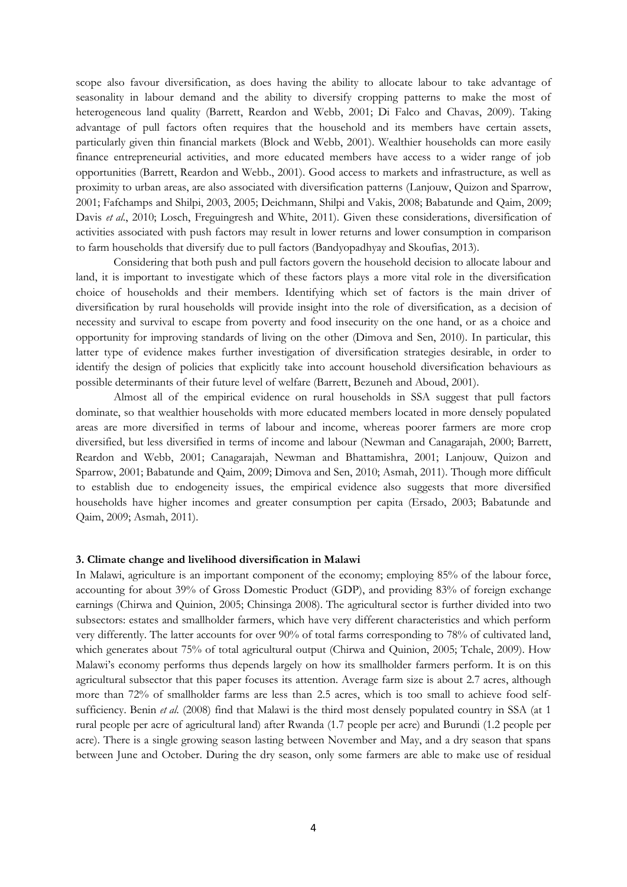scope also favour diversification, as does having the ability to allocate labour to take advantage of seasonality in labour demand and the ability to diversify cropping patterns to make the most of heterogeneous land quality (Barrett, Reardon and Webb, 2001; Di Falco and Chavas, 2009). Taking advantage of pull factors often requires that the household and its members have certain assets, particularly given thin financial markets (Block and Webb, 2001). Wealthier households can more easily finance entrepreneurial activities, and more educated members have access to a wider range of job opportunities (Barrett, Reardon and Webb., 2001). Good access to markets and infrastructure, as well as proximity to urban areas, are also associated with diversification patterns (Lanjouw, Quizon and Sparrow, 2001; Fafchamps and Shilpi, 2003, 2005; Deichmann, Shilpi and Vakis, 2008; Babatunde and Qaim, 2009; Davis *et al*., 2010; Losch, Freguingresh and White, 2011). Given these considerations, diversification of activities associated with push factors may result in lower returns and lower consumption in comparison to farm households that diversify due to pull factors (Bandyopadhyay and Skoufias, 2013).

Considering that both push and pull factors govern the household decision to allocate labour and land, it is important to investigate which of these factors plays a more vital role in the diversification choice of households and their members. Identifying which set of factors is the main driver of diversification by rural households will provide insight into the role of diversification, as a decision of necessity and survival to escape from poverty and food insecurity on the one hand, or as a choice and opportunity for improving standards of living on the other (Dimova and Sen, 2010). In particular, this latter type of evidence makes further investigation of diversification strategies desirable, in order to identify the design of policies that explicitly take into account household diversification behaviours as possible determinants of their future level of welfare (Barrett, Bezuneh and Aboud, 2001).

Almost all of the empirical evidence on rural households in SSA suggest that pull factors dominate, so that wealthier households with more educated members located in more densely populated areas are more diversified in terms of labour and income, whereas poorer farmers are more crop diversified, but less diversified in terms of income and labour (Newman and Canagarajah, 2000; Barrett, Reardon and Webb, 2001; Canagarajah, Newman and Bhattamishra, 2001; Lanjouw, Quizon and Sparrow, 2001; Babatunde and Qaim, 2009; Dimova and Sen, 2010; Asmah, 2011). Though more difficult to establish due to endogeneity issues, the empirical evidence also suggests that more diversified households have higher incomes and greater consumption per capita (Ersado, 2003; Babatunde and Qaim, 2009; Asmah, 2011).

### 3. Climate change and livelihood diversification in Malawi

In Malawi, agriculture is an important component of the economy; employing 85% of the labour force, accounting for about 39% of Gross Domestic Product (GDP), and providing 83% of foreign exchange earnings (Chirwa and Quinion, 2005; Chinsinga 2008). The agricultural sector is further divided into two subsectors: estates and smallholder farmers, which have very different characteristics and which perform very differently. The latter accounts for over 90% of total farms corresponding to 78% of cultivated land, which generates about 75% of total agricultural output (Chirwa and Quinion, 2005; Tchale, 2009). How Malawi's economy performs thus depends largely on how its smallholder farmers perform. It is on this agricultural subsector that this paper focuses its attention. Average farm size is about 2.7 acres, although more than 72% of smallholder farms are less than 2.5 acres, which is too small to achieve food self-sufficiency. Benin *et al.* (2008) find that Malawi is the third most densely populated country in SSA (at 1 rural people per acre of agricultural land) after Rwanda (1.7 people per acre) and Burundi (1.2 people per acre). There is a single growing season lasting between November and May, and a dry season that spans between June and October. During the dry season, only some farmers are able to make use of residual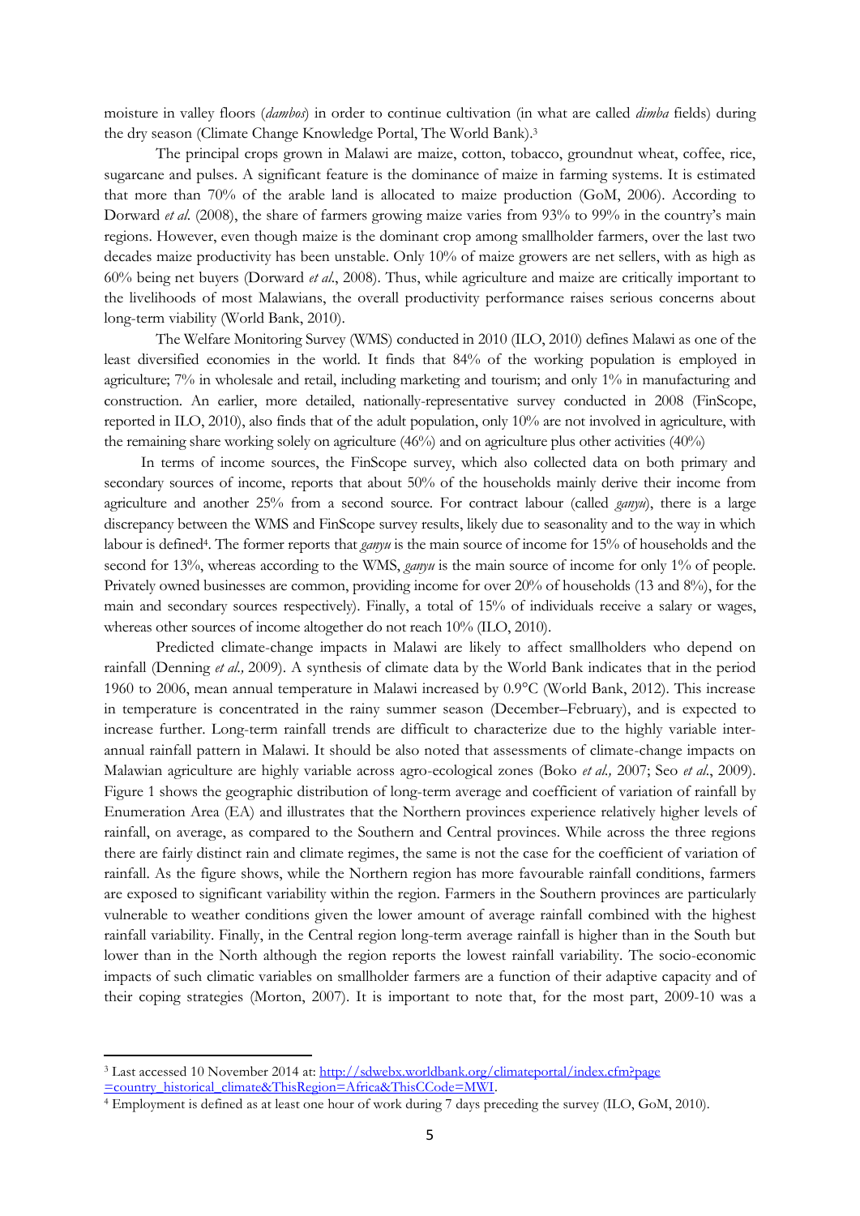moisture in valley floors (*dambos*) in order to continue cultivation (in what are called *dimba* fields) during the dry season (Climate Change Knowledge Portal, The World Bank).[3]

The principal crops grown in Malawi are maize, cotton, tobacco, groundnut wheat, coffee, rice, sugarcane and pulses. A significant feature is the dominance of maize in farming systems. It is estimated that more than 70% of the arable land is allocated to maize production (GoM, 2006). According to Dorward *et al.* (2008), the share of farmers growing maize varies from 93% to 99% in the country's main regions. However, even though maize is the dominant crop among smallholder farmers, over the last two decades maize productivity has been unstable. Only 10% of maize growers are net sellers, with as high as 60% being net buyers (Dorward *et al*., 2008). Thus, while agriculture and maize are critically important to the livelihoods of most Malawians, the overall productivity performance raises serious concerns about long-term viability (World Bank, 2010).

The Welfare Monitoring Survey (WMS) conducted in 2010 (ILO, 2010) defines Malawi as one of the least diversified economies in the world. It finds that 84% of the working population is employed in agriculture; 7% in wholesale and retail, including marketing and tourism; and only 1% in manufacturing and construction. An earlier, more detailed, nationally-representative survey conducted in 2008 (FinScope, reported in ILO, 2010), also finds that of the adult population, only 10% are not involved in agriculture, with the remaining share working solely on agriculture (46%) and on agriculture plus other activities (40%)

In terms of income sources, the FinScope survey, which also collected data on both primary and secondary sources of income, reports that about 50% of the households mainly derive their income from agriculture and another 25% from a second source. For contract labour (called *ganyu*), there is a large discrepancy between the WMS and FinScope survey results, likely due to seasonality and to the way in which labour is defined[4]. The former reports that *ganyu* is the main source of income for 15% of households and the second for 13%, whereas according to the WMS, *ganyu* is the main source of income for only 1% of people. Privately owned businesses are common, providing income for over 20% of households (13 and 8%), for the main and secondary sources respectively). Finally, a total of 15% of individuals receive a salary or wages, whereas other sources of income altogether do not reach 10% (ILO, 2010).

Predicted climate-change impacts in Malawi are likely to affect smallholders who depend on rainfall (Denning *et al.,* 2009). A synthesis of climate data by the World Bank indicates that in the period 1960 to 2006, mean annual temperature in Malawi increased by 0.9°C (World Bank, 2012). This increase in temperature is concentrated in the rainy summer season (December–February), and is expected to increase further. Long-term rainfall trends are difficult to characterize due to the highly variable inter-annual rainfall pattern in Malawi. It should be also noted that assessments of climate-change impacts on Malawian agriculture are highly variable across agro-ecological zones (Boko *et al.,* 2007; Seo *et al.*, 2009). Figure 1 shows the geographic distribution of long-term average and coefficient of variation of rainfall by Enumeration Area (EA) and illustrates that the Northern provinces experience relatively higher levels of rainfall, on average, as compared to the Southern and Central provinces. While across the three regions there are fairly distinct rain and climate regimes, the same is not the case for the coefficient of variation of rainfall. As the figure shows, while the Northern region has more favourable rainfall conditions, farmers are exposed to significant variability within the region. Farmers in the Southern provinces are particularly vulnerable to weather conditions given the lower amount of average rainfall combined with the highest rainfall variability. Finally, in the Central region long-term average rainfall is higher than in the South but lower than in the North although the region reports the lowest rainfall variability. The socio-economic impacts of such climatic variables on smallholder farmers are a function of their adaptive capacity and of their coping strategies (Morton, 2007). It is important to note that, for the most part, 2009-10 was a

---

[3] Last accessed 10 November 2014 at: http://sdwebx.worldbank.org/climateportal/index.cfm?page=country_historical_climate&ThisRegion=Africa&ThisCCode=MWI.

[4] Employment is defined as at least one hour of work during 7 days preceding the survey (ILO, GoM, 2010).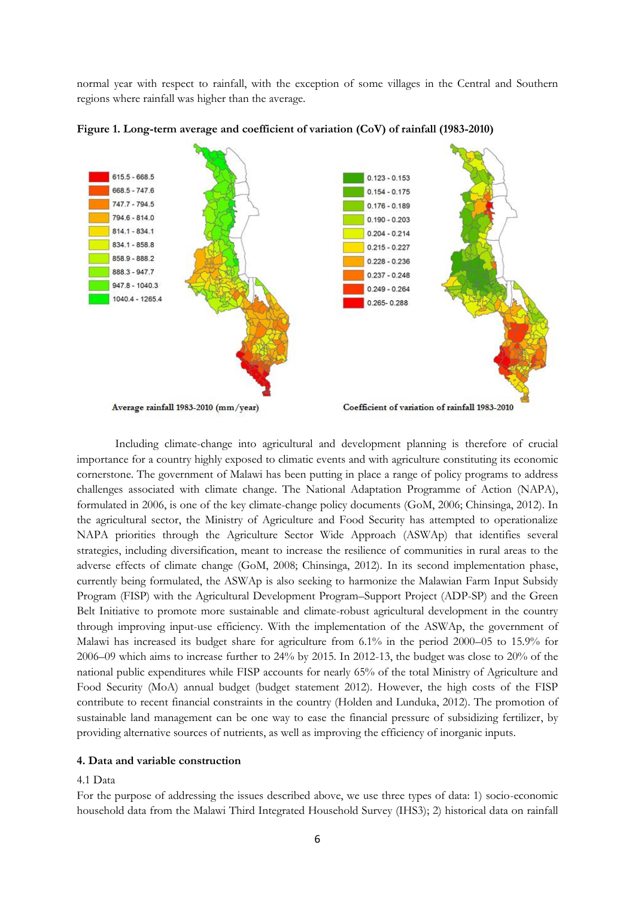normal year with respect to rainfall, with the exception of some villages in the Central and Southern regions where rainfall was higher than the average.

**Figure 1. Long-term average and coefficient of variation (CoV) of rainfall (1983-2010)**

| Average rainfall 1983-2010 (mm/year) | Coefficient of variation of rainfall 1983-2010 |
|---|---|
| 615.5 - 668.5 | 0.123 - 0.153 |
| 668.5 - 747.6 | 0.154 - 0.175 |
| 747.7 - 794.5 | 0.176 - 0.189 |
| 794.6 - 814.0 | 0.190 - 0.203 |
| 814.1 - 834.1 | 0.204 - 0.214 |
| 834.1 - 858.8 | 0.215 - 0.227 |
| 858.9 - 888.2 | 0.228 - 0.236 |
| 888.3 - 947.7 | 0.237 - 0.248 |
| 947.8 - 1040.3 | 0.249 - 0.264 |
| 1040.4 - 1265.4 | 0.265- 0.288 |

Average rainfall 1983-2010 (mm/year)

Coefficient of variation of rainfall 1983-2010

Including climate-change into agricultural and development planning is therefore of crucial importance for a country highly exposed to climatic events and with agriculture constituting its economic cornerstone. The government of Malawi has been putting in place a range of policy programs to address challenges associated with climate change. The National Adaptation Programme of Action (NAPA), formulated in 2006, is one of the key climate-change policy documents (GoM, 2006; Chinsinga, 2012). In the agricultural sector, the Ministry of Agriculture and Food Security has attempted to operationalize NAPA priorities through the Agriculture Sector Wide Approach (ASWAp) that identifies several strategies, including diversification, meant to increase the resilience of communities in rural areas to the adverse effects of climate change (GoM, 2008; Chinsinga, 2012). In its second implementation phase, currently being formulated, the ASWAp is also seeking to harmonize the Malawian Farm Input Subsidy Program (FISP) with the Agricultural Development Program–Support Project (ADP-SP) and the Green Belt Initiative to promote more sustainable and climate-robust agricultural development in the country through improving input-use efficiency. With the implementation of the ASWAp, the government of Malawi has increased its budget share for agriculture from 6.1% in the period 2000–05 to 15.9% for 2006–09 which aims to increase further to 24% by 2015. In 2012-13, the budget was close to 20% of the national public expenditures while FISP accounts for nearly 65% of the total Ministry of Agriculture and Food Security (MoA) annual budget (budget statement 2012). However, the high costs of the FISP contribute to recent financial constraints in the country (Holden and Lunduka, 2012). The promotion of sustainable land management can be one way to ease the financial pressure of subsidizing fertilizer, by providing alternative sources of nutrients, as well as improving the efficiency of inorganic inputs.

## 4. Data and variable construction

### 4.1 Data

For the purpose of addressing the issues described above, we use three types of data: 1) socio-economic household data from the Malawi Third Integrated Household Survey (IHS3); 2) historical data on rainfall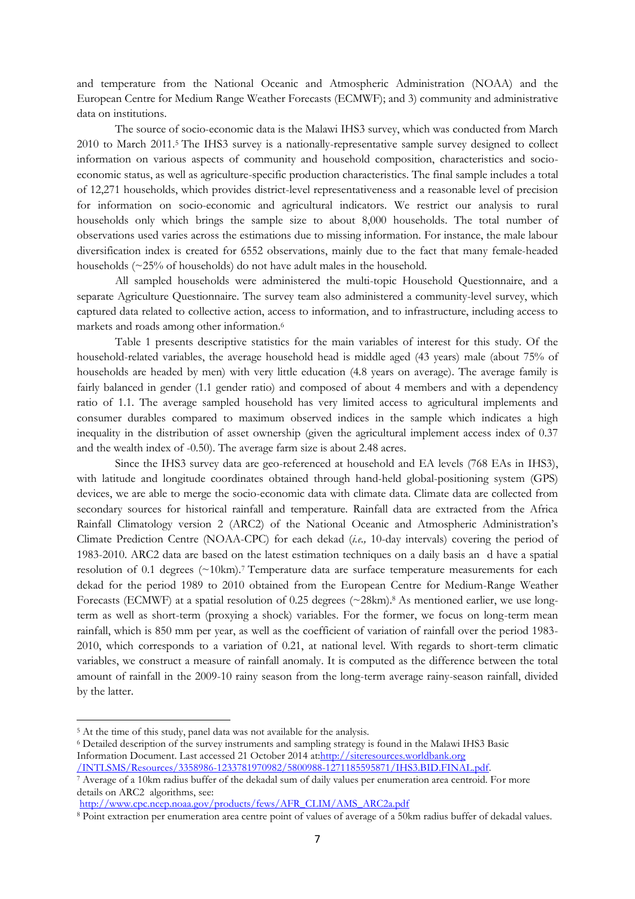and temperature from the National Oceanic and Atmospheric Administration (NOAA) and the European Centre for Medium Range Weather Forecasts (ECMWF); and 3) community and administrative data on institutions.

The source of socio-economic data is the Malawi IHS3 survey, which was conducted from March 2010 to March 2011.[5] The IHS3 survey is a nationally-representative sample survey designed to collect information on various aspects of community and household composition, characteristics and socio-economic status, as well as agriculture-specific production characteristics. The final sample includes a total of 12,271 households, which provides district-level representativeness and a reasonable level of precision for information on socio-economic and agricultural indicators. We restrict our analysis to rural households only which brings the sample size to about 8,000 households. The total number of observations used varies across the estimations due to missing information. For instance, the male labour diversification index is created for 6552 observations, mainly due to the fact that many female-headed households (~25% of households) do not have adult males in the household.

All sampled households were administered the multi-topic Household Questionnaire, and a separate Agriculture Questionnaire. The survey team also administered a community-level survey, which captured data related to collective action, access to information, and to infrastructure, including access to markets and roads among other information.[6]

Table 1 presents descriptive statistics for the main variables of interest for this study. Of the household-related variables, the average household head is middle aged (43 years) male (about 75% of households are headed by men) with very little education (4.8 years on average). The average family is fairly balanced in gender (1.1 gender ratio) and composed of about 4 members and with a dependency ratio of 1.1. The average sampled household has very limited access to agricultural implements and consumer durables compared to maximum observed indices in the sample which indicates a high inequality in the distribution of asset ownership (given the agricultural implement access index of 0.37 and the wealth index of -0.50). The average farm size is about 2.48 acres.

Since the IHS3 survey data are geo-referenced at household and EA levels (768 EAs in IHS3), with latitude and longitude coordinates obtained through hand-held global-positioning system (GPS) devices, we are able to merge the socio-economic data with climate data. Climate data are collected from secondary sources for historical rainfall and temperature. Rainfall data are extracted from the Africa Rainfall Climatology version 2 (ARC2) of the National Oceanic and Atmospheric Administration's Climate Prediction Centre (NOAA-CPC) for each dekad (*i.e.,* 10-day intervals) covering the period of 1983-2010. ARC2 data are based on the latest estimation techniques on a daily basis an d have a spatial resolution of 0.1 degrees (~10km).[7] Temperature data are surface temperature measurements for each dekad for the period 1989 to 2010 obtained from the European Centre for Medium-Range Weather Forecasts (ECMWF) at a spatial resolution of 0.25 degrees (~28km).[8] As mentioned earlier, we use long-term as well as short-term (proxying a shock) variables. For the former, we focus on long-term mean rainfall, which is 850 mm per year, as well as the coefficient of variation of rainfall over the period 1983-2010, which corresponds to a variation of 0.21, at national level. With regards to short-term climatic variables, we construct a measure of rainfall anomaly. It is computed as the difference between the total amount of rainfall in the 2009-10 rainy season from the long-term average rainy-season rainfall, divided by the latter.

---

[5] At the time of this study, panel data was not available for the analysis.

[6] Detailed description of the survey instruments and sampling strategy is found in the Malawi IHS3 Basic Information Document. Last accessed 21 October 2014 at:http://siteresources.worldbank.org/INTLSMS/Resources/3358986-1233781970982/5800988-1271185595871/IHS3.BID.FINAL.pdf.

[7] Average of a 10km radius buffer of the dekadal sum of daily values per enumeration area centroid. For more details on ARC2 algorithms, see: http://www.cpc.ncep.noaa.gov/products/fews/AFR_CLIM/AMS_ARC2a.pdf

[8] Point extraction per enumeration area centre point of values of average of a 50km radius buffer of dekadal values.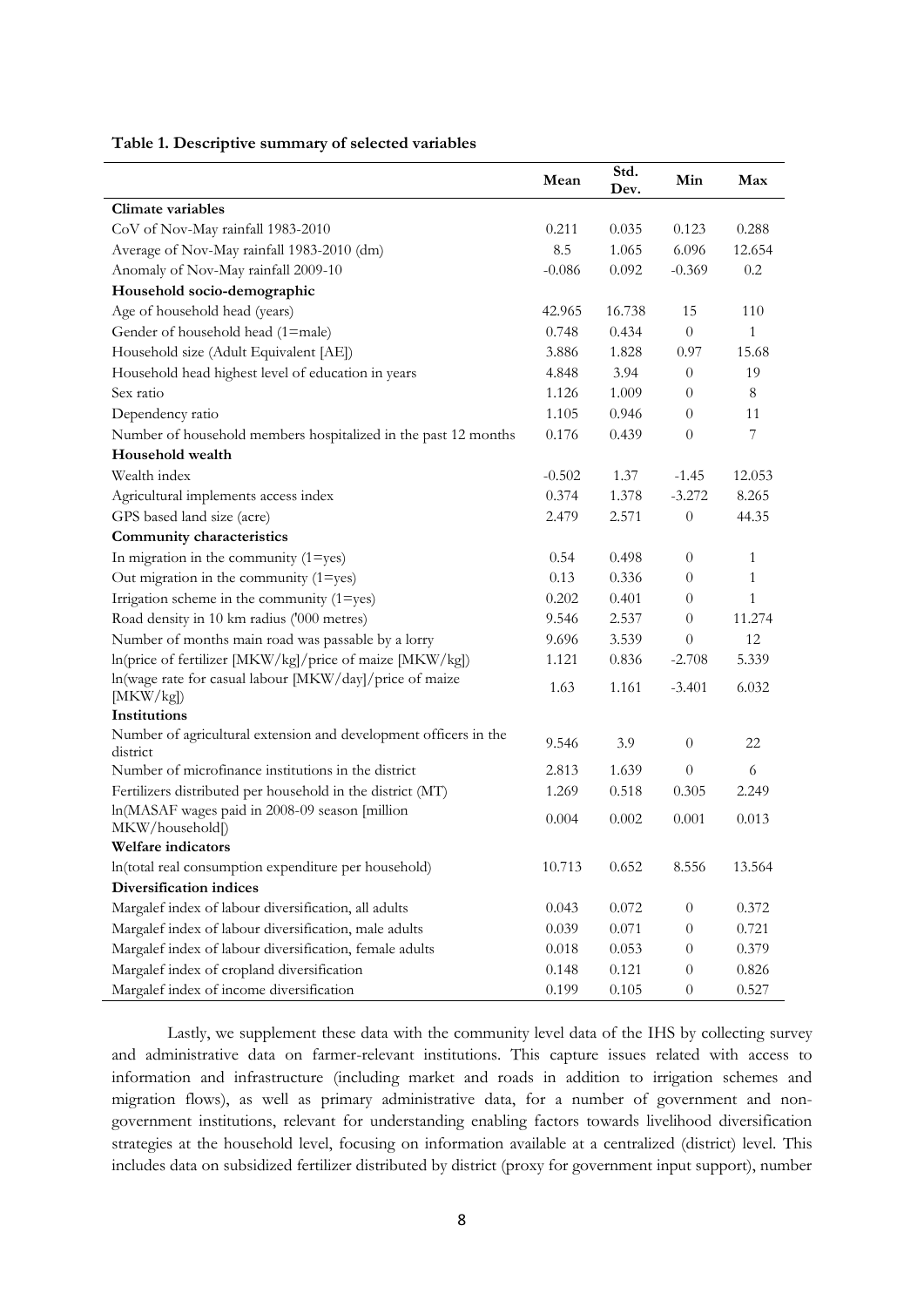**Table 1. Descriptive summary of selected variables**

| | Mean | Std. Dev. | Min | Max |
|---|---|---|---|---|
| **Climate variables** | | | | |
| CoV of Nov-May rainfall 1983-2010 | 0.211 | 0.035 | 0.123 | 0.288 |
| Average of Nov-May rainfall 1983-2010 (dm) | 8.5 | 1.065 | 6.096 | 12.654 |
| Anomaly of Nov-May rainfall 2009-10 | -0.086 | 0.092 | -0.369 | 0.2 |
| **Household socio-demographic** | | | | |
| Age of household head (years) | 42.965 | 16.738 | 15 | 110 |
| Gender of household head (1=male) | 0.748 | 0.434 | 0 | 1 |
| Household size (Adult Equivalent [AE]) | 3.886 | 1.828 | 0.97 | 15.68 |
| Household head highest level of education in years | 4.848 | 3.94 | 0 | 19 |
| Sex ratio | 1.126 | 1.009 | 0 | 8 |
| Dependency ratio | 1.105 | 0.946 | 0 | 11 |
| Number of household members hospitalized in the past 12 months | 0.176 | 0.439 | 0 | 7 |
| **Household wealth** | | | | |
| Wealth index | -0.502 | 1.37 | -1.45 | 12.053 |
| Agricultural implements access index | 0.374 | 1.378 | -3.272 | 8.265 |
| GPS based land size (acre) | 2.479 | 2.571 | 0 | 44.35 |
| **Community characteristics** | | | | |
| In migration in the community (1=yes) | 0.54 | 0.498 | 0 | 1 |
| Out migration in the community (1=yes) | 0.13 | 0.336 | 0 | 1 |
| Irrigation scheme in the community (1=yes) | 0.202 | 0.401 | 0 | 1 |
| Road density in 10 km radius ('000 metres) | 9.546 | 2.537 | 0 | 11.274 |
| Number of months main road was passable by a lorry | 9.696 | 3.539 | 0 | 12 |
| ln(price of fertilizer [MKW/kg]/price of maize [MKW/kg]) | 1.121 | 0.836 | -2.708 | 5.339 |
| ln(wage rate for casual labour [MKW/day]/price of maize [MKW/kg]) | 1.63 | 1.161 | -3.401 | 6.032 |
| **Institutions** | | | | |
| Number of agricultural extension and development officers in the district | 9.546 | 3.9 | 0 | 22 |
| Number of microfinance institutions in the district | 2.813 | 1.639 | 0 | 6 |
| Fertilizers distributed per household in the district (MT) | 1.269 | 0.518 | 0.305 | 2.249 |
| ln(MASAF wages paid in 2008-09 season [million MKW/household]) | 0.004 | 0.002 | 0.001 | 0.013 |
| **Welfare indicators** | | | | |
| ln(total real consumption expenditure per household) | 10.713 | 0.652 | 8.556 | 13.564 |
| **Diversification indices** | | | | |
| Margalef index of labour diversification, all adults | 0.043 | 0.072 | 0 | 0.372 |
| Margalef index of labour diversification, male adults | 0.039 | 0.071 | 0 | 0.721 |
| Margalef index of labour diversification, female adults | 0.018 | 0.053 | 0 | 0.379 |
| Margalef index of cropland diversification | 0.148 | 0.121 | 0 | 0.826 |
| Margalef index of income diversification | 0.199 | 0.105 | 0 | 0.527 |

Lastly, we supplement these data with the community level data of the IHS by collecting survey and administrative data on farmer-relevant institutions. This capture issues related with access to information and infrastructure (including market and roads in addition to irrigation schemes and migration flows), as well as primary administrative data, for a number of government and non-government institutions, relevant for understanding enabling factors towards livelihood diversification strategies at the household level, focusing on information available at a centralized (district) level. This includes data on subsidized fertilizer distributed by district (proxy for government input support), number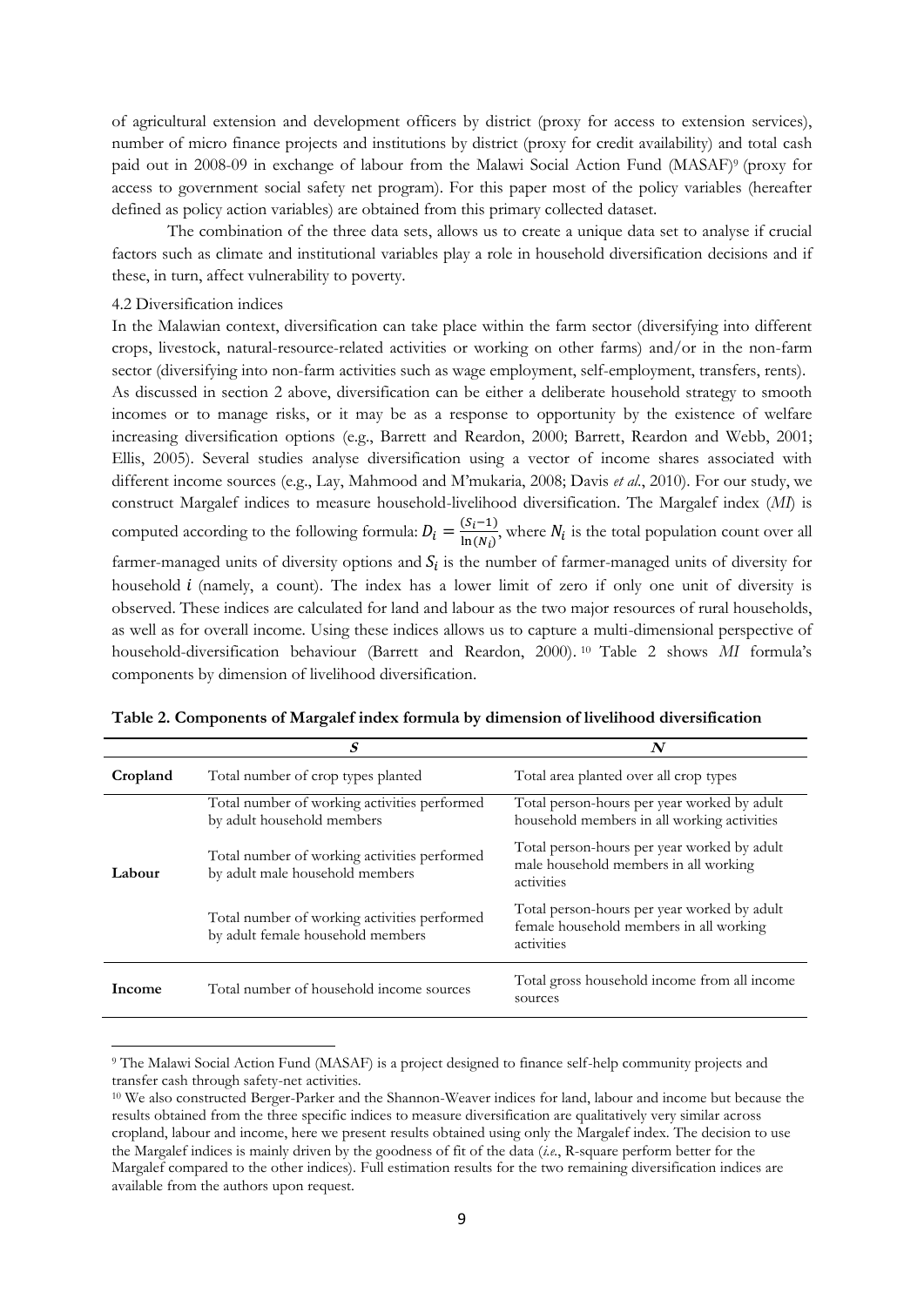of agricultural extension and development officers by district (proxy for access to extension services), number of micro finance projects and institutions by district (proxy for credit availability) and total cash paid out in 2008-09 in exchange of labour from the Malawi Social Action Fund (MASAF)[9] (proxy for access to government social safety net program). For this paper most of the policy variables (hereafter defined as policy action variables) are obtained from this primary collected dataset.

The combination of the three data sets, allows us to create a unique data set to analyse if crucial factors such as climate and institutional variables play a role in household diversification decisions and if these, in turn, affect vulnerability to poverty.

4.2 Diversification indices

In the Malawian context, diversification can take place within the farm sector (diversifying into different crops, livestock, natural-resource-related activities or working on other farms) and/or in the non-farm sector (diversifying into non-farm activities such as wage employment, self-employment, transfers, rents). As discussed in section 2 above, diversification can be either a deliberate household strategy to smooth incomes or to manage risks, or it may be as a response to opportunity by the existence of welfare increasing diversification options (e.g., Barrett and Reardon, 2000; Barrett, Reardon and Webb, 2001; Ellis, 2005). Several studies analyse diversification using a vector of income shares associated with different income sources (e.g., Lay, Mahmood and M'mukaria, 2008; Davis *et al.*, 2010). For our study, we construct Margalef indices to measure household-livelihood diversification. The Margalef index (*MI*) is computed according to the following formula: $D_i = \frac{(S_i - 1)}{\ln(N_i)}$, where $N_i$ is the total population count over all farmer-managed units of diversity options and $S_i$ is the number of farmer-managed units of diversity for household $i$ (namely, a count). The index has a lower limit of zero if only one unit of diversity is observed. These indices are calculated for land and labour as the two major resources of rural households, as well as for overall income. Using these indices allows us to capture a multi-dimensional perspective of household-diversification behaviour (Barrett and Reardon, 2000).[10] Table 2 shows *MI* formula's components by dimension of livelihood diversification.

**Table 2. Components of Margalef index formula by dimension of livelihood diversification**

| | *S* | *N* |
|---|---|---|
| **Cropland** | Total number of crop types planted | Total area planted over all crop types |
| **Labour** | Total number of working activities performed by adult household members | Total person-hours per year worked by adult household members in all working activities |
| | Total number of working activities performed by adult male household members | Total person-hours per year worked by adult male household members in all working activities |
| | Total number of working activities performed by adult female household members | Total person-hours per year worked by adult female household members in all working activities |
| **Income** | Total number of household income sources | Total gross household income from all income sources |

[9] The Malawi Social Action Fund (MASAF) is a project designed to finance self-help community projects and transfer cash through safety-net activities.

[10] We also constructed Berger-Parker and the Shannon-Weaver indices for land, labour and income but because the results obtained from the three specific indices to measure diversification are qualitatively very similar across cropland, labour and income, here we present results obtained using only the Margalef index. The decision to use the Margalef indices is mainly driven by the goodness of fit of the data (*i.e.*, R-square perform better for the Margalef compared to the other indices). Full estimation results for the two remaining diversification indices are available from the authors upon request.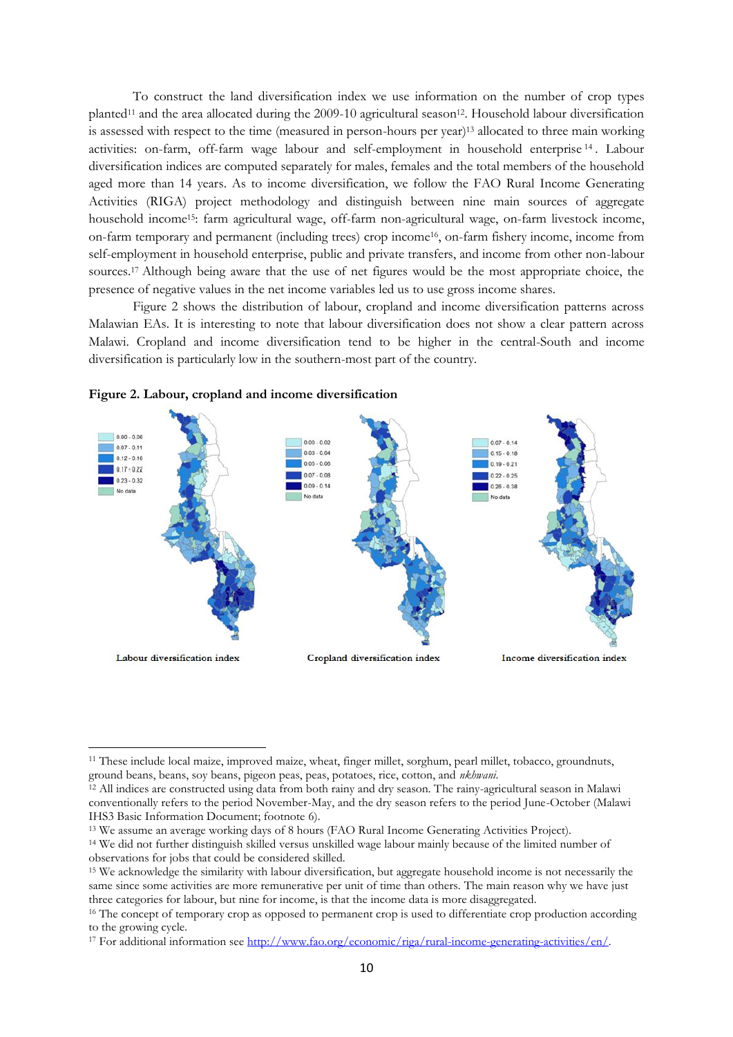To construct the land diversification index we use information on the number of crop types planted[11] and the area allocated during the 2009-10 agricultural season[12]. Household labour diversification is assessed with respect to the time (measured in person-hours per year)[13] allocated to three main working activities: on-farm, off-farm wage labour and self-employment in household enterprise[14]. Labour diversification indices are computed separately for males, females and the total members of the household aged more than 14 years. As to income diversification, we follow the FAO Rural Income Generating Activities (RIGA) project methodology and distinguish between nine main sources of aggregate household income[15]: farm agricultural wage, off-farm non-agricultural wage, on-farm livestock income, on-farm temporary and permanent (including trees) crop income[16], on-farm fishery income, income from self-employment in household enterprise, public and private transfers, and income from other non-labour sources.[17] Although being aware that the use of net figures would be the most appropriate choice, the presence of negative values in the net income variables led us to use gross income shares.

Figure 2 shows the distribution of labour, cropland and income diversification patterns across Malawian EAs. It is interesting to note that labour diversification does not show a clear pattern across Malawi. Cropland and income diversification tend to be higher in the central-South and income diversification is particularly low in the southern-most part of the country.

**Figure 2. Labour, cropland and income diversification**

| Labour diversification index | Cropland diversification index | Income diversification index |
|---|---|---|
| 0.00 - 0.06 | 0.00 - 0.02 | 0.07 - 0.14 |
| 0.07 - 0.11 | 0.03 - 0.04 | 0.15 - 0.18 |
| 0.12 - 0.16 | 0.05 - 0.06 | 0.19 - 0.21 |
| 0.17 - 0.22 | 0.07 - 0.08 | 0.22 - 0.25 |
| 0.23 - 0.32 | 0.09 - 0.14 | 0.26 - 0.38 |
| No data | No data | No data |

---

[11] These include local maize, improved maize, wheat, finger millet, sorghum, pearl millet, tobacco, groundnuts, ground beans, beans, soy beans, pigeon peas, peas, potatoes, rice, cotton, and *nkhwani*.

[12] All indices are constructed using data from both rainy and dry season. The rainy-agricultural season in Malawi conventionally refers to the period November-May, and the dry season refers to the period June-October (Malawi IHS3 Basic Information Document; footnote 6).

[13] We assume an average working days of 8 hours (FAO Rural Income Generating Activities Project).

[14] We did not further distinguish skilled versus unskilled wage labour mainly because of the limited number of observations for jobs that could be considered skilled.

[15] We acknowledge the similarity with labour diversification, but aggregate household income is not necessarily the same since some activities are more remunerative per unit of time than others. The main reason why we have just three categories for labour, but nine for income, is that the income data is more disaggregated.

[16] The concept of temporary crop as opposed to permanent crop is used to differentiate crop production according to the growing cycle.

[17] For additional information see http://www.fao.org/economic/riga/rural-income-generating-activities/en/.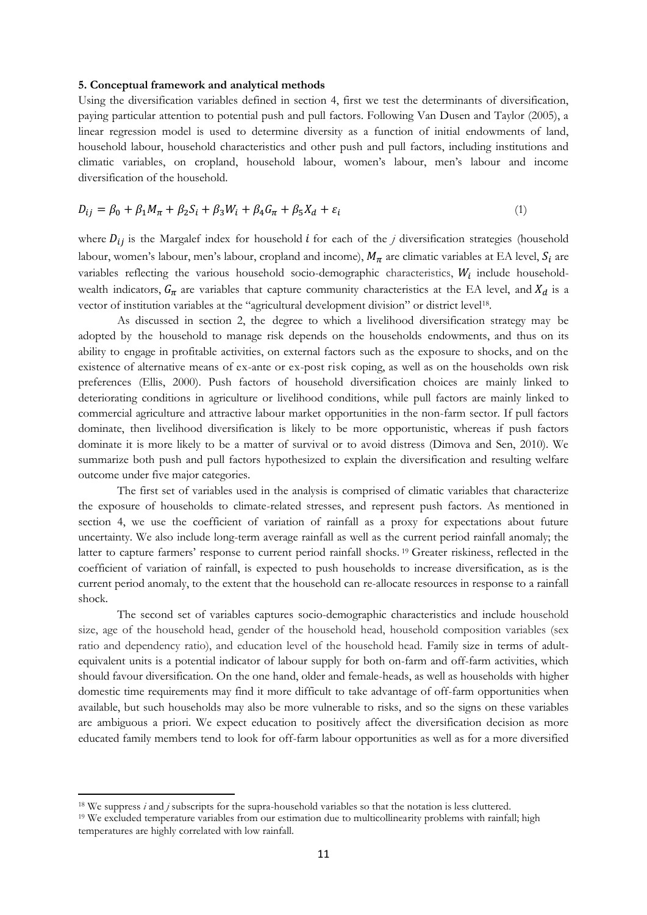**5. Conceptual framework and analytical methods**

Using the diversification variables defined in section 4, first we test the determinants of diversification, paying particular attention to potential push and pull factors. Following Van Dusen and Taylor (2005), a linear regression model is used to determine diversity as a function of initial endowments of land, household labour, household characteristics and other push and pull factors, including institutions and climatic variables, on cropland, household labour, women's labour, men's labour and income diversification of the household.

$$D_{ij} = \beta_0 + \beta_1 M_\pi + \beta_2 S_i + \beta_3 W_i + \beta_4 G_\pi + \beta_5 X_d + \varepsilon_i \tag{1}$$

where $D_{ij}$ is the Margalef index for household $i$ for each of the $j$ diversification strategies (household labour, women's labour, men's labour, cropland and income), $M_\pi$ are climatic variables at EA level, $S_i$ are variables reflecting the various household socio-demographic characteristics, $W_i$ include household-wealth indicators, $G_\pi$ are variables that capture community characteristics at the EA level, and $X_d$ is a vector of institution variables at the "agricultural development division" or district level[18].

As discussed in section 2, the degree to which a livelihood diversification strategy may be adopted by the household to manage risk depends on the households endowments, and thus on its ability to engage in profitable activities, on external factors such as the exposure to shocks, and on the existence of alternative means of ex-ante or ex-post risk coping, as well as on the households own risk preferences (Ellis, 2000). Push factors of household diversification choices are mainly linked to deteriorating conditions in agriculture or livelihood conditions, while pull factors are mainly linked to commercial agriculture and attractive labour market opportunities in the non-farm sector. If pull factors dominate, then livelihood diversification is likely to be more opportunistic, whereas if push factors dominate it is more likely to be a matter of survival or to avoid distress (Dimova and Sen, 2010). We summarize both push and pull factors hypothesized to explain the diversification and resulting welfare outcome under five major categories.

The first set of variables used in the analysis is comprised of climatic variables that characterize the exposure of households to climate-related stresses, and represent push factors. As mentioned in section 4, we use the coefficient of variation of rainfall as a proxy for expectations about future uncertainty. We also include long-term average rainfall as well as the current period rainfall anomaly; the latter to capture farmers' response to current period rainfall shocks. [19] Greater riskiness, reflected in the coefficient of variation of rainfall, is expected to push households to increase diversification, as is the current period anomaly, to the extent that the household can re-allocate resources in response to a rainfall shock.

The second set of variables captures socio-demographic characteristics and include household size, age of the household head, gender of the household head, household composition variables (sex ratio and dependency ratio), and education level of the household head. Family size in terms of adult-equivalent units is a potential indicator of labour supply for both on-farm and off-farm activities, which should favour diversification. On the one hand, older and female-heads, as well as households with higher domestic time requirements may find it more difficult to take advantage of off-farm opportunities when available, but such households may also be more vulnerable to risks, and so the signs on these variables are ambiguous a priori. We expect education to positively affect the diversification decision as more educated family members tend to look for off-farm labour opportunities as well as for a more diversified

---

[18] We suppress *i* and *j* subscripts for the supra-household variables so that the notation is less cluttered.

[19] We excluded temperature variables from our estimation due to multicollinearity problems with rainfall; high temperatures are highly correlated with low rainfall.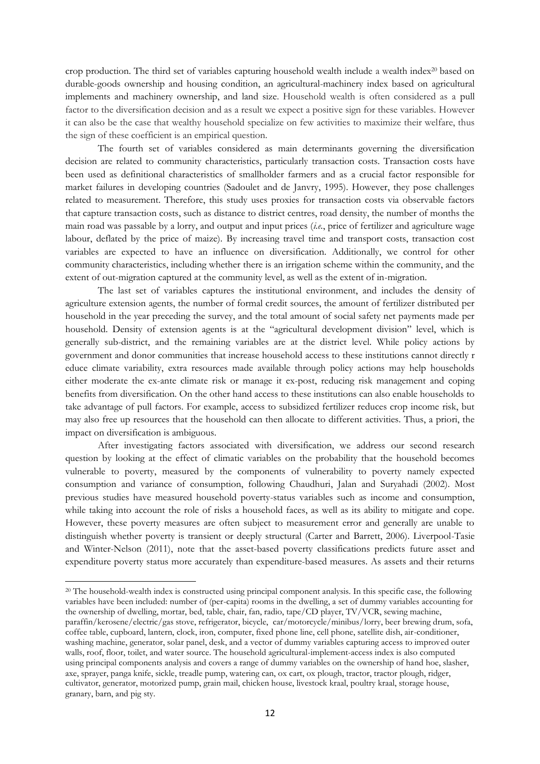crop production. The third set of variables capturing household wealth include a wealth index[20] based on durable-goods ownership and housing condition, an agricultural-machinery index based on agricultural implements and machinery ownership, and land size. Household wealth is often considered as a pull factor to the diversification decision and as a result we expect a positive sign for these variables. However it can also be the case that wealthy household specialize on few activities to maximize their welfare, thus the sign of these coefficient is an empirical question.

The fourth set of variables considered as main determinants governing the diversification decision are related to community characteristics, particularly transaction costs. Transaction costs have been used as definitional characteristics of smallholder farmers and as a crucial factor responsible for market failures in developing countries (Sadoulet and de Janvry, 1995). However, they pose challenges related to measurement. Therefore, this study uses proxies for transaction costs via observable factors that capture transaction costs, such as distance to district centres, road density, the number of months the main road was passable by a lorry, and output and input prices (*i.e.*, price of fertilizer and agriculture wage labour, deflated by the price of maize). By increasing travel time and transport costs, transaction cost variables are expected to have an influence on diversification. Additionally, we control for other community characteristics, including whether there is an irrigation scheme within the community, and the extent of out-migration captured at the community level, as well as the extent of in-migration.

The last set of variables captures the institutional environment, and includes the density of agriculture extension agents, the number of formal credit sources, the amount of fertilizer distributed per household in the year preceding the survey, and the total amount of social safety net payments made per household. Density of extension agents is at the "agricultural development division" level, which is generally sub-district, and the remaining variables are at the district level. While policy actions by government and donor communities that increase household access to these institutions cannot directly r educe climate variability, extra resources made available through policy actions may help households either moderate the ex-ante climate risk or manage it ex-post, reducing risk management and coping benefits from diversification. On the other hand access to these institutions can also enable households to take advantage of pull factors. For example, access to subsidized fertilizer reduces crop income risk, but may also free up resources that the household can then allocate to different activities. Thus, a priori, the impact on diversification is ambiguous.

After investigating factors associated with diversification, we address our second research question by looking at the effect of climatic variables on the probability that the household becomes vulnerable to poverty, measured by the components of vulnerability to poverty namely expected consumption and variance of consumption, following Chaudhuri, Jalan and Suryahadi (2002). Most previous studies have measured household poverty-status variables such as income and consumption, while taking into account the role of risks a household faces, as well as its ability to mitigate and cope. However, these poverty measures are often subject to measurement error and generally are unable to distinguish whether poverty is transient or deeply structural (Carter and Barrett, 2006). Liverpool-Tasie and Winter-Nelson (2011), note that the asset-based poverty classifications predicts future asset and expenditure poverty status more accurately than expenditure-based measures. As assets and their returns

[20] The household-wealth index is constructed using principal component analysis. In this specific case, the following variables have been included: number of (per-capita) rooms in the dwelling, a set of dummy variables accounting for the ownership of dwelling, mortar, bed, table, chair, fan, radio, tape/CD player, TV/VCR, sewing machine, paraffin/kerosene/electric/gas stove, refrigerator, bicycle, car/motorcycle/minibus/lorry, beer brewing drum, sofa, coffee table, cupboard, lantern, clock, iron, computer, fixed phone line, cell phone, satellite dish, air-conditioner, washing machine, generator, solar panel, desk, and a vector of dummy variables capturing access to improved outer walls, roof, floor, toilet, and water source. The household agricultural-implement-access index is also computed using principal components analysis and covers a range of dummy variables on the ownership of hand hoe, slasher, axe, sprayer, panga knife, sickle, treadle pump, watering can, ox cart, ox plough, tractor, tractor plough, ridger, cultivator, generator, motorized pump, grain mail, chicken house, livestock kraal, poultry kraal, storage house, granary, barn, and pig sty.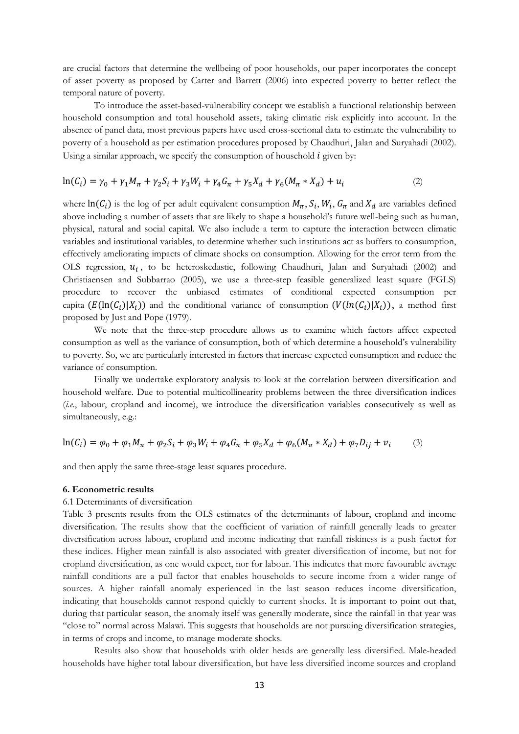are crucial factors that determine the wellbeing of poor households, our paper incorporates the concept of asset poverty as proposed by Carter and Barrett (2006) into expected poverty to better reflect the temporal nature of poverty.

To introduce the asset-based-vulnerability concept we establish a functional relationship between household consumption and total household assets, taking climatic risk explicitly into account. In the absence of panel data, most previous papers have used cross-sectional data to estimate the vulnerability to poverty of a household as per estimation procedures proposed by Chaudhuri, Jalan and Suryahadi (2002). Using a similar approach, we specify the consumption of household $i$ given by:

$$\ln(C_i) = \gamma_0 + \gamma_1 M_\pi + \gamma_2 S_i + \gamma_3 W_i + \gamma_4 G_\pi + \gamma_5 X_d + \gamma_6 (M_\pi * X_d) + u_i \tag{2}$$

where $\ln(C_i)$ is the log of per adult equivalent consumption $M_\pi, S_i, W_i, G_\pi$ and $X_d$ are variables defined above including a number of assets that are likely to shape a household's future well-being such as human, physical, natural and social capital. We also include a term to capture the interaction between climatic variables and institutional variables, to determine whether such institutions act as buffers to consumption, effectively ameliorating impacts of climate shocks on consumption. Allowing for the error term from the OLS regression, $u_i$, to be heteroskedastic, following Chaudhuri, Jalan and Suryahadi (2002) and Christiaensen and Subbarrao (2005), we use a three-step feasible generalized least square (FGLS) procedure to recover the unbiased estimates of conditional expected consumption per capita $(E(\ln(C_i)|X_i))$ and the conditional variance of consumption $(V(ln(C_i)|X_i))$, a method first proposed by Just and Pope (1979).

We note that the three-step procedure allows us to examine which factors affect expected consumption as well as the variance of consumption, both of which determine a household's vulnerability to poverty. So, we are particularly interested in factors that increase expected consumption and reduce the variance of consumption.

Finally we undertake exploratory analysis to look at the correlation between diversification and household welfare. Due to potential multicollinearity problems between the three diversification indices (*i.e.*, labour, cropland and income), we introduce the diversification variables consecutively as well as simultaneously, e.g.:

$$\ln(C_i) = \varphi_0 + \varphi_1 M_\pi + \varphi_2 S_i + \varphi_3 W_i + \varphi_4 G_\pi + \varphi_5 X_d + \varphi_6 (M_\pi * X_d) + \varphi_7 D_{ij} + v_i \tag{3}$$

and then apply the same three-stage least squares procedure.

## 6. Econometric results

### 6.1 Determinants of diversification

Table 3 presents results from the OLS estimates of the determinants of labour, cropland and income diversification. The results show that the coefficient of variation of rainfall generally leads to greater diversification across labour, cropland and income indicating that rainfall riskiness is a push factor for these indices. Higher mean rainfall is also associated with greater diversification of income, but not for cropland diversification, as one would expect, nor for labour. This indicates that more favourable average rainfall conditions are a pull factor that enables households to secure income from a wider range of sources. A higher rainfall anomaly experienced in the last season reduces income diversification, indicating that households cannot respond quickly to current shocks. It is important to point out that, during that particular season, the anomaly itself was generally moderate, since the rainfall in that year was "close to" normal across Malawi. This suggests that households are not pursuing diversification strategies, in terms of crops and income, to manage moderate shocks.

Results also show that households with older heads are generally less diversified. Male-headed households have higher total labour diversification, but have less diversified income sources and cropland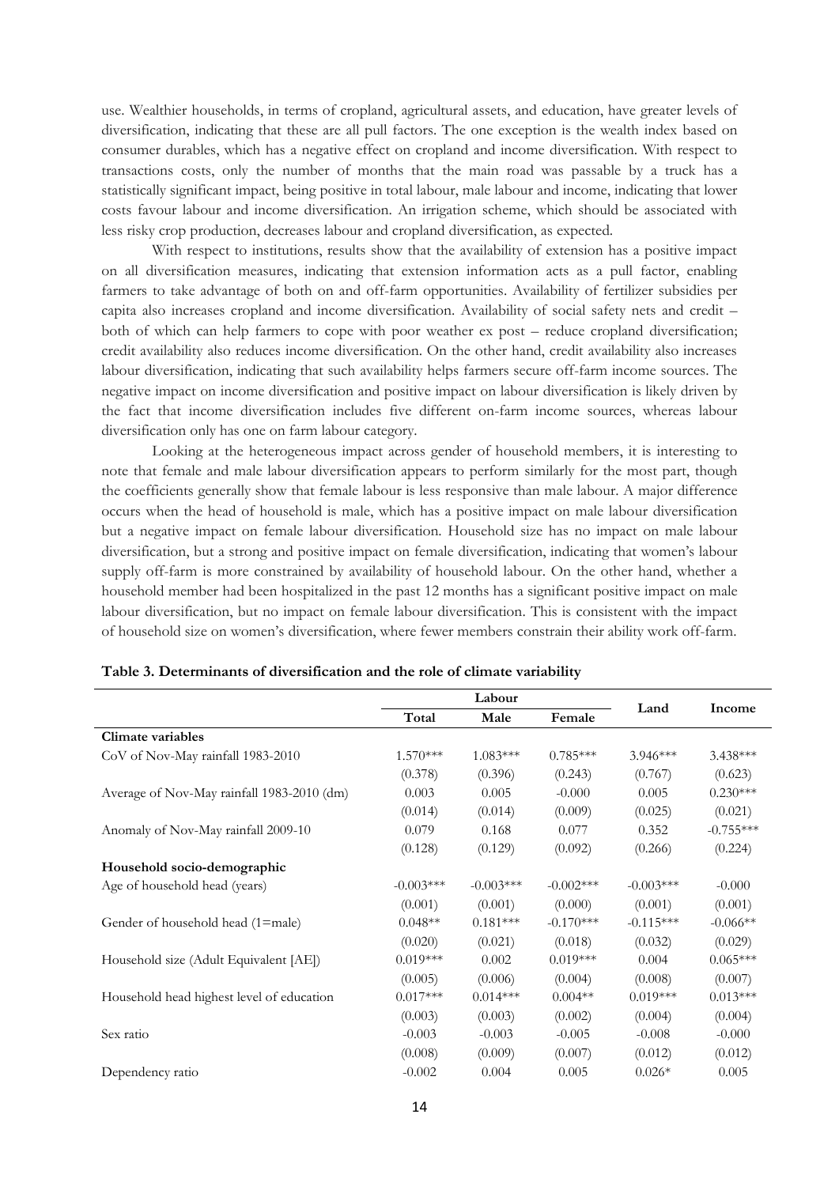use. Wealthier households, in terms of cropland, agricultural assets, and education, have greater levels of diversification, indicating that these are all pull factors. The one exception is the wealth index based on consumer durables, which has a negative effect on cropland and income diversification. With respect to transactions costs, only the number of months that the main road was passable by a truck has a statistically significant impact, being positive in total labour, male labour and income, indicating that lower costs favour labour and income diversification. An irrigation scheme, which should be associated with less risky crop production, decreases labour and cropland diversification, as expected.

With respect to institutions, results show that the availability of extension has a positive impact on all diversification measures, indicating that extension information acts as a pull factor, enabling farmers to take advantage of both on and off-farm opportunities. Availability of fertilizer subsidies per capita also increases cropland and income diversification. Availability of social safety nets and credit – both of which can help farmers to cope with poor weather ex post – reduce cropland diversification; credit availability also reduces income diversification. On the other hand, credit availability also increases labour diversification, indicating that such availability helps farmers secure off-farm income sources. The negative impact on income diversification and positive impact on labour diversification is likely driven by the fact that income diversification includes five different on-farm income sources, whereas labour diversification only has one on farm labour category.

Looking at the heterogeneous impact across gender of household members, it is interesting to note that female and male labour diversification appears to perform similarly for the most part, though the coefficients generally show that female labour is less responsive than male labour. A major difference occurs when the head of household is male, which has a positive impact on male labour diversification but a negative impact on female labour diversification. Household size has no impact on male labour diversification, but a strong and positive impact on female diversification, indicating that women's labour supply off-farm is more constrained by availability of household labour. On the other hand, whether a household member had been hospitalized in the past 12 months has a significant positive impact on male labour diversification, but no impact on female labour diversification. This is consistent with the impact of household size on women's diversification, where fewer members constrain their ability work off-farm.

**Table 3. Determinants of diversification and the role of climate variability**

| | Labour | | | Land | Income |
|---|---|---|---|---|---|
| | **Total** | **Male** | **Female** | | |
| **Climate variables** | | | | | |
| CoV of Nov-May rainfall 1983-2010 | 1.570*** | 1.083*** | 0.785*** | 3.946*** | 3.438*** |
| | (0.378) | (0.396) | (0.243) | (0.767) | (0.623) |
| Average of Nov-May rainfall 1983-2010 (dm) | 0.003 | 0.005 | -0.000 | 0.005 | 0.230*** |
| | (0.014) | (0.014) | (0.009) | (0.025) | (0.021) |
| Anomaly of Nov-May rainfall 2009-10 | 0.079 | 0.168 | 0.077 | 0.352 | -0.755*** |
| | (0.128) | (0.129) | (0.092) | (0.266) | (0.224) |
| **Household socio-demographic** | | | | | |
| Age of household head (years) | -0.003*** | -0.003*** | -0.002*** | -0.003*** | -0.000 |
| | (0.001) | (0.001) | (0.000) | (0.001) | (0.001) |
| Gender of household head (1=male) | 0.048** | 0.181*** | -0.170*** | -0.115*** | -0.066** |
| | (0.020) | (0.021) | (0.018) | (0.032) | (0.029) |
| Household size (Adult Equivalent [AE]) | 0.019*** | 0.002 | 0.019*** | 0.004 | 0.065*** |
| | (0.005) | (0.006) | (0.004) | (0.008) | (0.007) |
| Household head highest level of education | 0.017*** | 0.014*** | 0.004** | 0.019*** | 0.013*** |
| | (0.003) | (0.003) | (0.002) | (0.004) | (0.004) |
| Sex ratio | -0.003 | -0.003 | -0.005 | -0.008 | -0.000 |
| | (0.008) | (0.009) | (0.007) | (0.012) | (0.012) |
| Dependency ratio | -0.002 | 0.004 | 0.005 | 0.026* | 0.005 |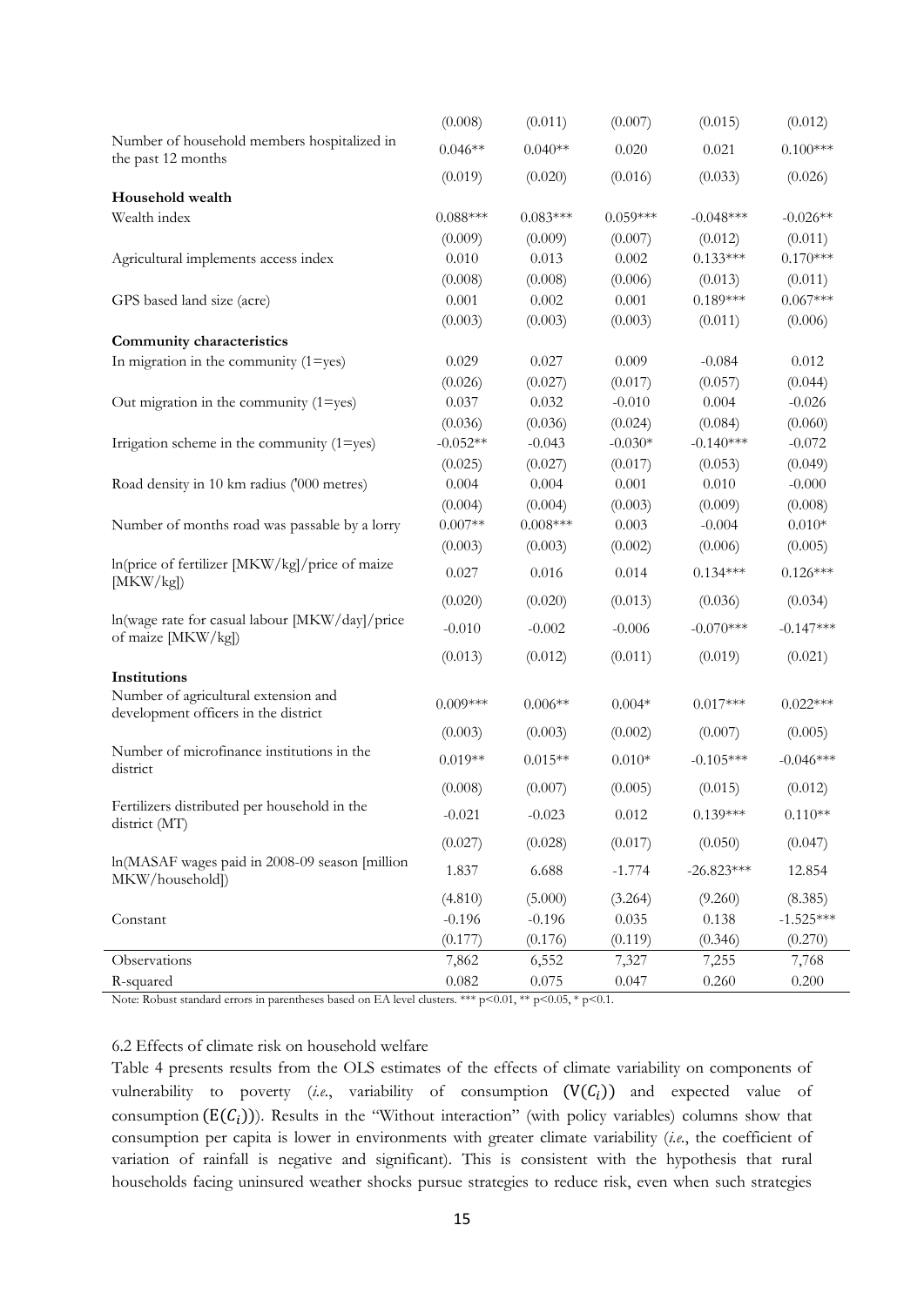| | | | | | |
|---|---|---|---|---|---|
| | (0.008) | (0.011) | (0.007) | (0.015) | (0.012) |
| Number of household members hospitalized in the past 12 months | 0.046** | 0.040** | 0.020 | 0.021 | 0.100*** |
| | (0.019) | (0.020) | (0.016) | (0.033) | (0.026) |
| **Household wealth** | | | | | |
| Wealth index | 0.088*** | 0.083*** | 0.059*** | -0.048*** | -0.026** |
| | (0.009) | (0.009) | (0.007) | (0.012) | (0.011) |
| Agricultural implements access index | 0.010 | 0.013 | 0.002 | 0.133*** | 0.170*** |
| | (0.008) | (0.008) | (0.006) | (0.013) | (0.011) |
| GPS based land size (acre) | 0.001 | 0.002 | 0.001 | 0.189*** | 0.067*** |
| | (0.003) | (0.003) | (0.003) | (0.011) | (0.006) |
| **Community characteristics** | | | | | |
| In migration in the community (1=yes) | 0.029 | 0.027 | 0.009 | -0.084 | 0.012 |
| | (0.026) | (0.027) | (0.017) | (0.057) | (0.044) |
| Out migration in the community (1=yes) | 0.037 | 0.032 | -0.010 | 0.004 | -0.026 |
| | (0.036) | (0.036) | (0.024) | (0.084) | (0.060) |
| Irrigation scheme in the community (1=yes) | -0.052** | -0.043 | -0.030* | -0.140*** | -0.072 |
| | (0.025) | (0.027) | (0.017) | (0.053) | (0.049) |
| Road density in 10 km radius ('000 metres) | 0.004 | 0.004 | 0.001 | 0.010 | -0.000 |
| | (0.004) | (0.004) | (0.003) | (0.009) | (0.008) |
| Number of months road was passable by a lorry | 0.007** | 0.008*** | 0.003 | -0.004 | 0.010* |
| | (0.003) | (0.003) | (0.002) | (0.006) | (0.005) |
| ln(price of fertilizer [MKW/kg]/price of maize [MKW/kg]) | 0.027 | 0.016 | 0.014 | 0.134*** | 0.126*** |
| | (0.020) | (0.020) | (0.013) | (0.036) | (0.034) |
| ln(wage rate for casual labour [MKW/day]/price of maize [MKW/kg]) | -0.010 | -0.002 | -0.006 | -0.070*** | -0.147*** |
| | (0.013) | (0.012) | (0.011) | (0.019) | (0.021) |
| **Institutions** | | | | | |
| Number of agricultural extension and development officers in the district | 0.009*** | 0.006** | 0.004* | 0.017*** | 0.022*** |
| | (0.003) | (0.003) | (0.002) | (0.007) | (0.005) |
| Number of microfinance institutions in the district | 0.019** | 0.015** | 0.010* | -0.105*** | -0.046*** |
| | (0.008) | (0.007) | (0.005) | (0.015) | (0.012) |
| Fertilizers distributed per household in the district (MT) | -0.021 | -0.023 | 0.012 | 0.139*** | 0.110** |
| | (0.027) | (0.028) | (0.017) | (0.050) | (0.047) |
| ln(MASAF wages paid in 2008-09 season [million MKW/household]) | 1.837 | 6.688 | -1.774 | -26.823*** | 12.854 |
| | (4.810) | (5.000) | (3.264) | (9.260) | (8.385) |
| Constant | -0.196 | -0.196 | 0.035 | 0.138 | -1.525*** |
| | (0.177) | (0.176) | (0.119) | (0.346) | (0.270) |
| Observations | 7,862 | 6,552 | 7,327 | 7,255 | 7,768 |
| R-squared | 0.082 | 0.075 | 0.047 | 0.260 | 0.200 |

Note: Robust standard errors in parentheses based on EA level clusters. *** p<0.01, ** p<0.05, * p<0.1.

6.2 Effects of climate risk on household welfare

Table 4 presents results from the OLS estimates of the effects of climate variability on components of vulnerability to poverty (*i.e.*, variability of consumption $(V(C_i))$ and expected value of consumption $(E(C_i))$). Results in the "Without interaction" (with policy variables) columns show that consumption per capita is lower in environments with greater climate variability (*i.e.*, the coefficient of variation of rainfall is negative and significant). This is consistent with the hypothesis that rural households facing uninsured weather shocks pursue strategies to reduce risk, even when such strategies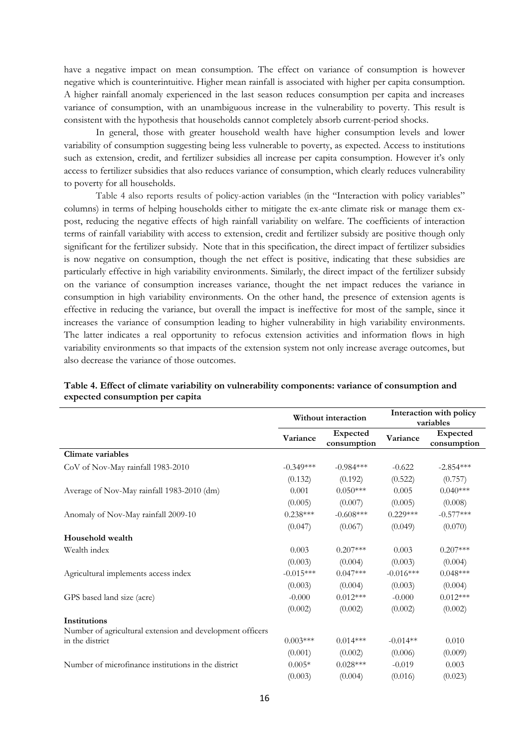have a negative impact on mean consumption. The effect on variance of consumption is however negative which is counterintuitive. Higher mean rainfall is associated with higher per capita consumption. A higher rainfall anomaly experienced in the last season reduces consumption per capita and increases variance of consumption, with an unambiguous increase in the vulnerability to poverty. This result is consistent with the hypothesis that households cannot completely absorb current-period shocks.

In general, those with greater household wealth have higher consumption levels and lower variability of consumption suggesting being less vulnerable to poverty, as expected. Access to institutions such as extension, credit, and fertilizer subsidies all increase per capita consumption. However it's only access to fertilizer subsidies that also reduces variance of consumption, which clearly reduces vulnerability to poverty for all households.

Table 4 also reports results of policy-action variables (in the "Interaction with policy variables" columns) in terms of helping households either to mitigate the ex-ante climate risk or manage them ex-post, reducing the negative effects of high rainfall variability on welfare. The coefficients of interaction terms of rainfall variability with access to extension, credit and fertilizer subsidy are positive though only significant for the fertilizer subsidy. Note that in this specification, the direct impact of fertilizer subsidies is now negative on consumption, though the net effect is positive, indicating that these subsidies are particularly effective in high variability environments. Similarly, the direct impact of the fertilizer subsidy on the variance of consumption increases variance, thought the net impact reduces the variance in consumption in high variability environments. On the other hand, the presence of extension agents is effective in reducing the variance, but overall the impact is ineffective for most of the sample, since it increases the variance of consumption leading to higher vulnerability in high variability environments. The latter indicates a real opportunity to refocus extension activities and information flows in high variability environments so that impacts of the extension system not only increase average outcomes, but also decrease the variance of those outcomes.

**Table 4. Effect of climate variability on vulnerability components: variance of consumption and expected consumption per capita**

| | Without interaction | | Interaction with policy variables | |
|---|---|---|---|---|
| | Variance | Expected consumption | Variance | Expected consumption |
| **Climate variables** | | | | |
| CoV of Nov-May rainfall 1983-2010 | -0.349*** | -0.984*** | -0.622 | -2.854*** |
| | (0.132) | (0.192) | (0.522) | (0.757) |
| Average of Nov-May rainfall 1983-2010 (dm) | 0.001 | 0.050*** | 0.005 | 0.040*** |
| | (0.005) | (0.007) | (0.005) | (0.008) |
| Anomaly of Nov-May rainfall 2009-10 | 0.238*** | -0.608*** | 0.229*** | -0.577*** |
| | (0.047) | (0.067) | (0.049) | (0.070) |
| **Household wealth** | | | | |
| Wealth index | 0.003 | 0.207*** | 0.003 | 0.207*** |
| | (0.003) | (0.004) | (0.003) | (0.004) |
| Agricultural implements access index | -0.015*** | 0.047*** | -0.016*** | 0.048*** |
| | (0.003) | (0.004) | (0.003) | (0.004) |
| GPS based land size (acre) | -0.000 | 0.012*** | -0.000 | 0.012*** |
| | (0.002) | (0.002) | (0.002) | (0.002) |
| **Institutions** | | | | |
| Number of agricultural extension and development officers in the district | 0.003*** | 0.014*** | -0.014** | 0.010 |
| | (0.001) | (0.002) | (0.006) | (0.009) |
| Number of microfinance institutions in the district | 0.005* | 0.028*** | -0.019 | 0.003 |
| | (0.003) | (0.004) | (0.016) | (0.023) |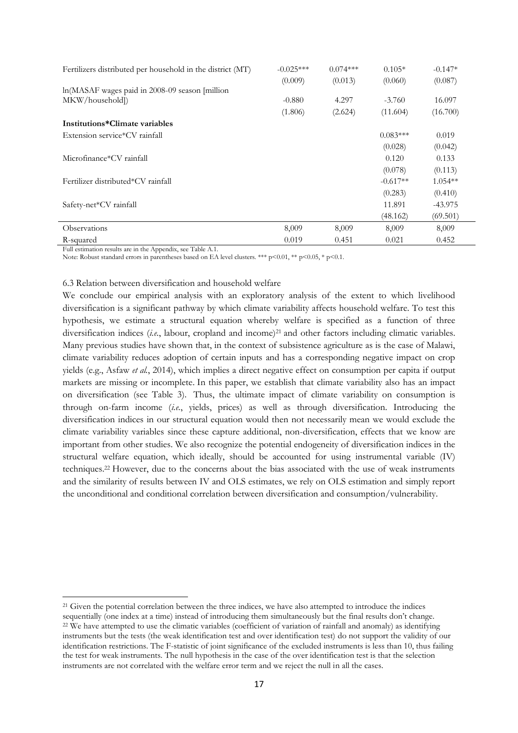| | | | | |
|---|---|---|---|---|
| Fertilizers distributed per household in the district (MT) | -0.025*** | 0.074*** | 0.105* | -0.147* |
| | (0.009) | (0.013) | (0.060) | (0.087) |
| ln(MASAF wages paid in 2008-09 season [million MKW/household]) | -0.880 | 4.297 | -3.760 | 16.097 |
| | (1.806) | (2.624) | (11.604) | (16.700) |
| **Institutions*Climate variables** | | | | |
| Extension service*CV rainfall | | | 0.083*** | 0.019 |
| | | | (0.028) | (0.042) |
| Microfinance*CV rainfall | | | 0.120 | 0.133 |
| | | | (0.078) | (0.113) |
| Fertilizer distributed*CV rainfall | | | -0.617** | 1.054** |
| | | | (0.283) | (0.410) |
| Safety-net*CV rainfall | | | 11.891 | -43.975 |
| | | | (48.162) | (69.501) |
| Observations | 8,009 | 8,009 | 8,009 | 8,009 |
| R-squared | 0.019 | 0.451 | 0.021 | 0.452 |

Full estimation results are in the Appendix, see Table A.1.

Note: Robust standard errors in parentheses based on EA level clusters. *** p<0.01, ** p<0.05, * p<0.1.

### 6.3 Relation between diversification and household welfare

We conclude our empirical analysis with an exploratory analysis of the extent to which livelihood diversification is a significant pathway by which climate variability affects household welfare. To test this hypothesis, we estimate a structural equation whereby welfare is specified as a function of three diversification indices (*i.e.*, labour, cropland and income)[21] and other factors including climatic variables. Many previous studies have shown that, in the context of subsistence agriculture as is the case of Malawi, climate variability reduces adoption of certain inputs and has a corresponding negative impact on crop yields (e.g., Asfaw *et al.*, 2014), which implies a direct negative effect on consumption per capita if output markets are missing or incomplete. In this paper, we establish that climate variability also has an impact on diversification (see Table 3). Thus, the ultimate impact of climate variability on consumption is through on-farm income (*i.e.*, yields, prices) as well as through diversification. Introducing the diversification indices in our structural equation would then not necessarily mean we would exclude the climate variability variables since these capture additional, non-diversification, effects that we know are important from other studies. We also recognize the potential endogeneity of diversification indices in the structural welfare equation, which ideally, should be accounted for using instrumental variable (IV) techniques.[22] However, due to the concerns about the bias associated with the use of weak instruments and the similarity of results between IV and OLS estimates, we rely on OLS estimation and simply report the unconditional and conditional correlation between diversification and consumption/vulnerability.

[21] Given the potential correlation between the three indices, we have also attempted to introduce the indices sequentially (one index at a time) instead of introducing them simultaneously but the final results don't change.

[22] We have attempted to use the climatic variables (coefficient of variation of rainfall and anomaly) as identifying instruments but the tests (the weak identification test and over identification test) do not support the validity of our identification restrictions. The F-statistic of joint significance of the excluded instruments is less than 10, thus failing the test for weak instruments. The null hypothesis in the case of the over identification test is that the selection instruments are not correlated with the welfare error term and we reject the null in all the cases.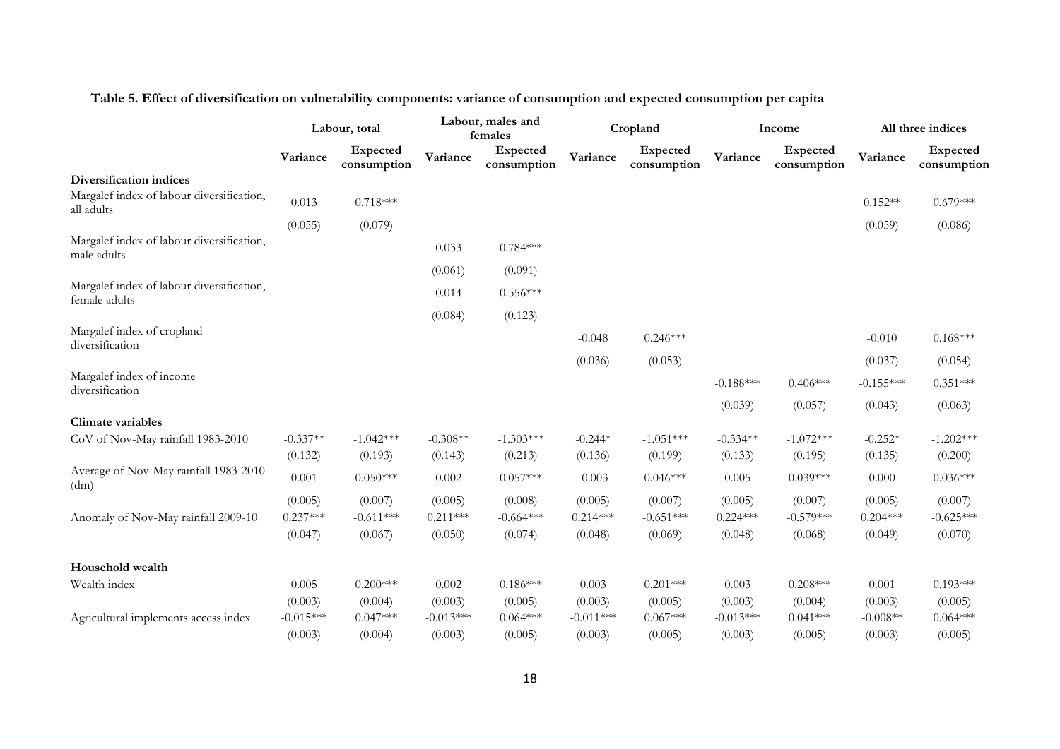**Table 5. Effect of diversification on vulnerability components: variance of consumption and expected consumption per capita**

| | Labour, total | | Labour, males and females | | Cropland | | Income | | All three indices | |
|---|---|---|---|---|---|---|---|---|---|---|
| | Variance | Expected consumption | Variance | Expected consumption | Variance | Expected consumption | Variance | Expected consumption | Variance | Expected consumption |
| **Diversification indices** | | | | | | | | | | |
| Margalef index of labour diversification, all adults | 0.013 | 0.718*** | | | | | | | 0.152** | 0.679*** |
| | (0.055) | (0.079) | | | | | | | (0.059) | (0.086) |
| Margalef index of labour diversification, male adults | | | 0.033 | 0.784*** | | | | | | |
| | | | (0.061) | (0.091) | | | | | | |
| Margalef index of labour diversification, female adults | | | 0.014 | 0.556*** | | | | | | |
| | | | (0.084) | (0.123) | | | | | | |
| Margalef index of cropland diversification | | | | | -0.048 | 0.246*** | | | -0.010 | 0.168*** |
| | | | | | (0.036) | (0.053) | | | (0.037) | (0.054) |
| Margalef index of income diversification | | | | | | | -0.188*** | 0.406*** | -0.155*** | 0.351*** |
| | | | | | | | (0.039) | (0.057) | (0.043) | (0.063) |
| **Climate variables** | | | | | | | | | | |
| CoV of Nov-May rainfall 1983-2010 | -0.337** | -1.042*** | -0.308** | -1.303*** | -0.244* | -1.051*** | -0.334** | -1.072*** | -0.252* | -1.202*** |
| | (0.132) | (0.193) | (0.143) | (0.213) | (0.136) | (0.199) | (0.133) | (0.195) | (0.135) | (0.200) |
| Average of Nov-May rainfall 1983-2010 (dm) | 0.001 | 0.050*** | 0.002 | 0.057*** | -0.003 | 0.046*** | 0.005 | 0.039*** | 0.000 | 0.036*** |
| | (0.005) | (0.007) | (0.005) | (0.008) | (0.005) | (0.007) | (0.005) | (0.007) | (0.005) | (0.007) |
| Anomaly of Nov-May rainfall 2009-10 | 0.237*** | -0.611*** | 0.211*** | -0.664*** | 0.214*** | -0.651*** | 0.224*** | -0.579*** | 0.204*** | -0.625*** |
| | (0.047) | (0.067) | (0.050) | (0.074) | (0.048) | (0.069) | (0.048) | (0.068) | (0.049) | (0.070) |
| **Household wealth** | | | | | | | | | | |
| Wealth index | 0.005 | 0.200*** | 0.002 | 0.186*** | 0.003 | 0.201*** | 0.003 | 0.208*** | 0.001 | 0.193*** |
| | (0.003) | (0.004) | (0.003) | (0.005) | (0.003) | (0.005) | (0.003) | (0.004) | (0.003) | (0.005) |
| Agricultural implements access index | -0.015*** | 0.047*** | -0.013*** | 0.064*** | -0.011*** | 0.067*** | -0.013*** | 0.041*** | -0.008** | 0.064*** |
| | (0.003) | (0.004) | (0.003) | (0.005) | (0.003) | (0.005) | (0.003) | (0.005) | (0.003) | (0.005) |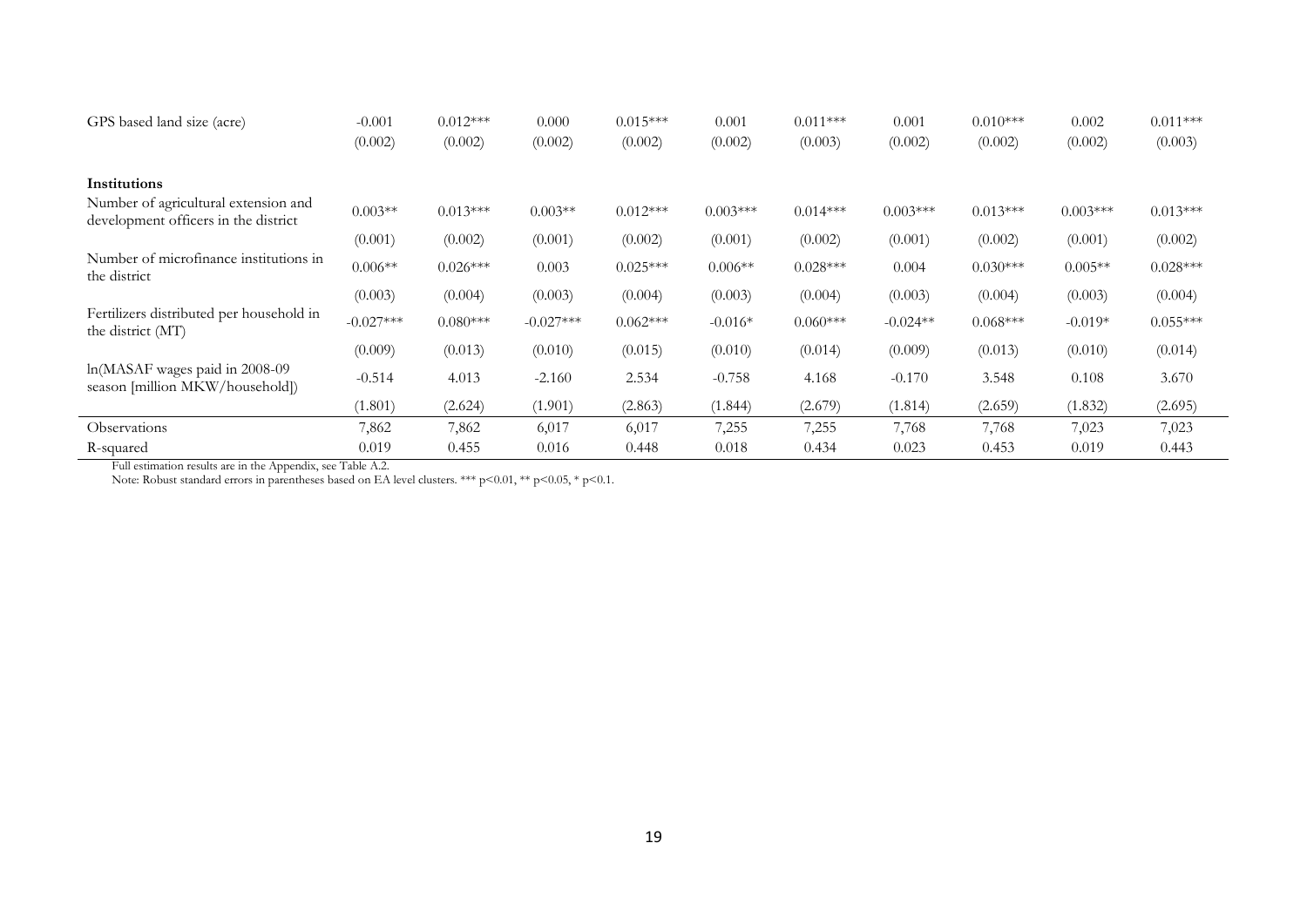| | | | | | | | | | | |
|---|---|---|---|---|---|---|---|---|---|---|
| GPS based land size (acre) | -0.001 | 0.012*** | 0.000 | 0.015*** | 0.001 | 0.011*** | 0.001 | 0.010*** | 0.002 | 0.011*** |
| | (0.002) | (0.002) | (0.002) | (0.002) | (0.002) | (0.003) | (0.002) | (0.002) | (0.002) | (0.003) |
| **Institutions** | | | | | | | | | | |
| Number of agricultural extension and development officers in the district | 0.003** | 0.013*** | 0.003** | 0.012*** | 0.003*** | 0.014*** | 0.003*** | 0.013*** | 0.003*** | 0.013*** |
| | (0.001) | (0.002) | (0.001) | (0.002) | (0.001) | (0.002) | (0.001) | (0.002) | (0.001) | (0.002) |
| Number of microfinance institutions in the district | 0.006** | 0.026*** | 0.003 | 0.025*** | 0.006** | 0.028*** | 0.004 | 0.030*** | 0.005** | 0.028*** |
| | (0.003) | (0.004) | (0.003) | (0.004) | (0.003) | (0.004) | (0.003) | (0.004) | (0.003) | (0.004) |
| Fertilizers distributed per household in the district (MT) | -0.027*** | 0.080*** | -0.027*** | 0.062*** | -0.016* | 0.060*** | -0.024** | 0.068*** | -0.019* | 0.055*** |
| | (0.009) | (0.013) | (0.010) | (0.015) | (0.010) | (0.014) | (0.009) | (0.013) | (0.010) | (0.014) |
| ln(MASAF wages paid in 2008-09 season [million MKW/household]) | -0.514 | 4.013 | -2.160 | 2.534 | -0.758 | 4.168 | -0.170 | 3.548 | 0.108 | 3.670 |
| | (1.801) | (2.624) | (1.901) | (2.863) | (1.844) | (2.679) | (1.814) | (2.659) | (1.832) | (2.695) |
| Observations | 7,862 | 7,862 | 6,017 | 6,017 | 7,255 | 7,255 | 7,768 | 7,768 | 7,023 | 7,023 |
| R-squared | 0.019 | 0.455 | 0.016 | 0.448 | 0.018 | 0.434 | 0.023 | 0.453 | 0.019 | 0.443 |

Full estimation results are in the Appendix, see Table A.2.

Note: Robust standard errors in parentheses based on EA level clusters. *** p<0.01, ** p<0.05, * p<0.1.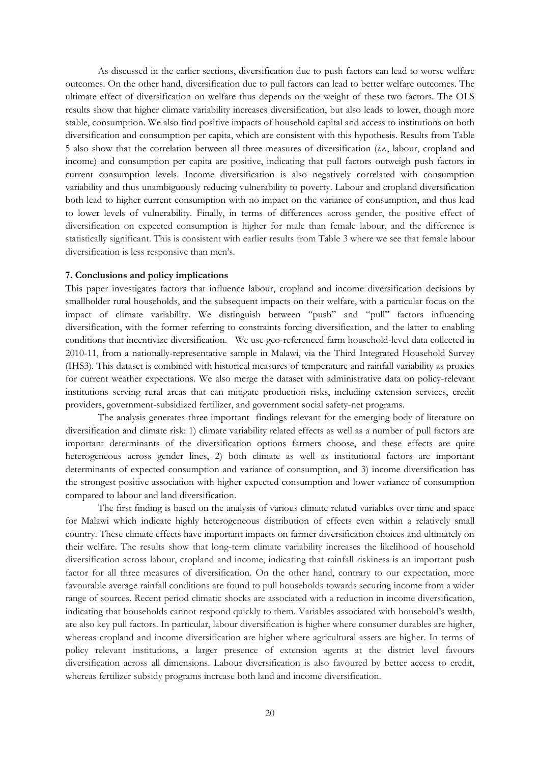As discussed in the earlier sections, diversification due to push factors can lead to worse welfare outcomes. On the other hand, diversification due to pull factors can lead to better welfare outcomes. The ultimate effect of diversification on welfare thus depends on the weight of these two factors. The OLS results show that higher climate variability increases diversification, but also leads to lower, though more stable, consumption. We also find positive impacts of household capital and access to institutions on both diversification and consumption per capita, which are consistent with this hypothesis. Results from Table 5 also show that the correlation between all three measures of diversification (*i.e.*, labour, cropland and income) and consumption per capita are positive, indicating that pull factors outweigh push factors in current consumption levels. Income diversification is also negatively correlated with consumption variability and thus unambiguously reducing vulnerability to poverty. Labour and cropland diversification both lead to higher current consumption with no impact on the variance of consumption, and thus lead to lower levels of vulnerability. Finally, in terms of differences across gender, the positive effect of diversification on expected consumption is higher for male than female labour, and the difference is statistically significant. This is consistent with earlier results from Table 3 where we see that female labour diversification is less responsive than men's.

**7. Conclusions and policy implications**

This paper investigates factors that influence labour, cropland and income diversification decisions by smallholder rural households, and the subsequent impacts on their welfare, with a particular focus on the impact of climate variability. We distinguish between "push" and "pull" factors influencing diversification, with the former referring to constraints forcing diversification, and the latter to enabling conditions that incentivize diversification. We use geo-referenced farm household-level data collected in 2010-11, from a nationally-representative sample in Malawi, via the Third Integrated Household Survey (IHS3). This dataset is combined with historical measures of temperature and rainfall variability as proxies for current weather expectations. We also merge the dataset with administrative data on policy-relevant institutions serving rural areas that can mitigate production risks, including extension services, credit providers, government-subsidized fertilizer, and government social safety-net programs.

The analysis generates three important findings relevant for the emerging body of literature on diversification and climate risk: 1) climate variability related effects as well as a number of pull factors are important determinants of the diversification options farmers choose, and these effects are quite heterogeneous across gender lines, 2) both climate as well as institutional factors are important determinants of expected consumption and variance of consumption, and 3) income diversification has the strongest positive association with higher expected consumption and lower variance of consumption compared to labour and land diversification.

The first finding is based on the analysis of various climate related variables over time and space for Malawi which indicate highly heterogeneous distribution of effects even within a relatively small country. These climate effects have important impacts on farmer diversification choices and ultimately on their welfare. The results show that long-term climate variability increases the likelihood of household diversification across labour, cropland and income, indicating that rainfall riskiness is an important push factor for all three measures of diversification. On the other hand, contrary to our expectation, more favourable average rainfall conditions are found to pull households towards securing income from a wider range of sources. Recent period climatic shocks are associated with a reduction in income diversification, indicating that households cannot respond quickly to them. Variables associated with household's wealth, are also key pull factors. In particular, labour diversification is higher where consumer durables are higher, whereas cropland and income diversification are higher where agricultural assets are higher. In terms of policy relevant institutions, a larger presence of extension agents at the district level favours diversification across all dimensions. Labour diversification is also favoured by better access to credit, whereas fertilizer subsidy programs increase both land and income diversification.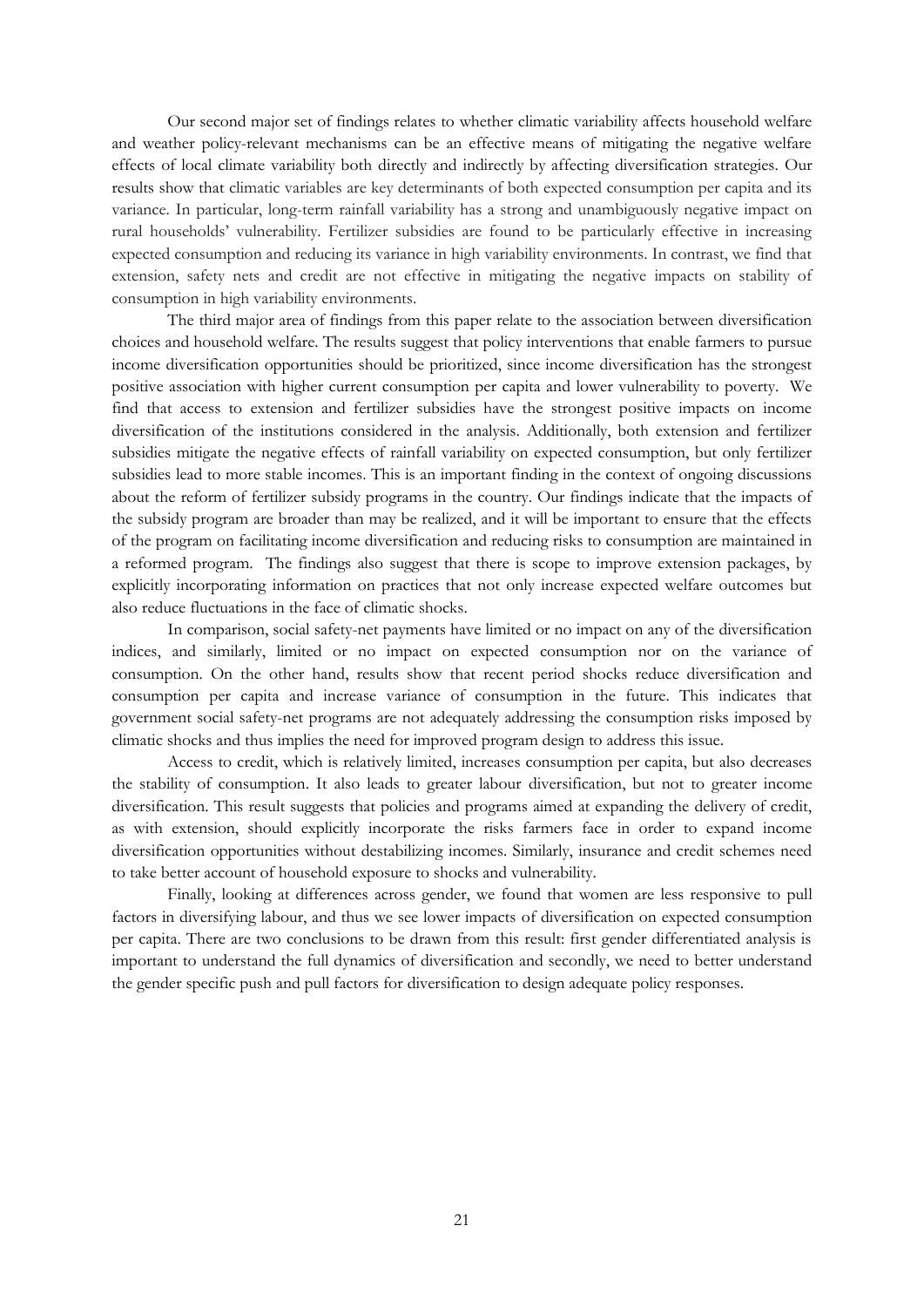Our second major set of findings relates to whether climatic variability affects household welfare and weather policy-relevant mechanisms can be an effective means of mitigating the negative welfare effects of local climate variability both directly and indirectly by affecting diversification strategies. Our results show that climatic variables are key determinants of both expected consumption per capita and its variance. In particular, long-term rainfall variability has a strong and unambiguously negative impact on rural households' vulnerability. Fertilizer subsidies are found to be particularly effective in increasing expected consumption and reducing its variance in high variability environments. In contrast, we find that extension, safety nets and credit are not effective in mitigating the negative impacts on stability of consumption in high variability environments.

The third major area of findings from this paper relate to the association between diversification choices and household welfare. The results suggest that policy interventions that enable farmers to pursue income diversification opportunities should be prioritized, since income diversification has the strongest positive association with higher current consumption per capita and lower vulnerability to poverty. We find that access to extension and fertilizer subsidies have the strongest positive impacts on income diversification of the institutions considered in the analysis. Additionally, both extension and fertilizer subsidies mitigate the negative effects of rainfall variability on expected consumption, but only fertilizer subsidies lead to more stable incomes. This is an important finding in the context of ongoing discussions about the reform of fertilizer subsidy programs in the country. Our findings indicate that the impacts of the subsidy program are broader than may be realized, and it will be important to ensure that the effects of the program on facilitating income diversification and reducing risks to consumption are maintained in a reformed program. The findings also suggest that there is scope to improve extension packages, by explicitly incorporating information on practices that not only increase expected welfare outcomes but also reduce fluctuations in the face of climatic shocks.

In comparison, social safety-net payments have limited or no impact on any of the diversification indices, and similarly, limited or no impact on expected consumption nor on the variance of consumption. On the other hand, results show that recent period shocks reduce diversification and consumption per capita and increase variance of consumption in the future. This indicates that government social safety-net programs are not adequately addressing the consumption risks imposed by climatic shocks and thus implies the need for improved program design to address this issue.

Access to credit, which is relatively limited, increases consumption per capita, but also decreases the stability of consumption. It also leads to greater labour diversification, but not to greater income diversification. This result suggests that policies and programs aimed at expanding the delivery of credit, as with extension, should explicitly incorporate the risks farmers face in order to expand income diversification opportunities without destabilizing incomes. Similarly, insurance and credit schemes need to take better account of household exposure to shocks and vulnerability.

Finally, looking at differences across gender, we found that women are less responsive to pull factors in diversifying labour, and thus we see lower impacts of diversification on expected consumption per capita. There are two conclusions to be drawn from this result: first gender differentiated analysis is important to understand the full dynamics of diversification and secondly, we need to better understand the gender specific push and pull factors for diversification to design adequate policy responses.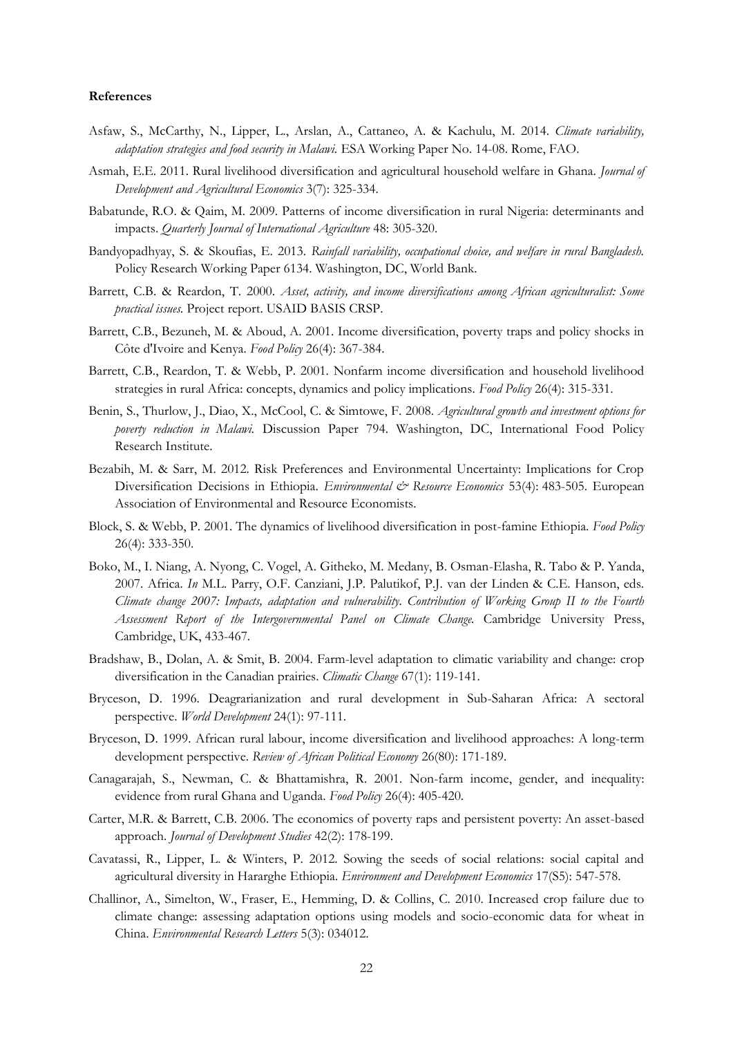**References**

Asfaw, S., McCarthy, N., Lipper, L., Arslan, A., Cattaneo, A. & Kachulu, M. 2014. *Climate variability, adaptation strategies and food security in Malawi.* ESA Working Paper No. 14-08. Rome, FAO.

Asmah, E.E. 2011. Rural livelihood diversification and agricultural household welfare in Ghana. *Journal of Development and Agricultural Economics* 3(7): 325-334.

Babatunde, R.O. & Qaim, M. 2009. Patterns of income diversification in rural Nigeria: determinants and impacts. *Quarterly Journal of International Agriculture* 48: 305-320.

Bandyopadhyay, S. & Skoufias, E. 2013. *Rainfall variability, occupational choice, and welfare in rural Bangladesh.* Policy Research Working Paper 6134. Washington, DC, World Bank.

Barrett, C.B. & Reardon, T. 2000. *Asset, activity, and income diversifications among African agriculturalist: Some practical issues.* Project report. USAID BASIS CRSP.

Barrett, C.B., Bezuneh, M. & Aboud, A. 2001. Income diversification, poverty traps and policy shocks in Côte d'Ivoire and Kenya. *Food Policy* 26(4): 367-384.

Barrett, C.B., Reardon, T. & Webb, P. 2001. Nonfarm income diversification and household livelihood strategies in rural Africa: concepts, dynamics and policy implications. *Food Policy* 26(4): 315-331.

Benin, S., Thurlow, J., Diao, X., McCool, C. & Simtowe, F. 2008. *Agricultural growth and investment options for poverty reduction in Malawi.* Discussion Paper 794. Washington, DC, International Food Policy Research Institute.

Bezabih, M. & Sarr, M. 2012. Risk Preferences and Environmental Uncertainty: Implications for Crop Diversification Decisions in Ethiopia. *Environmental & Resource Economics* 53(4): 483-505. European Association of Environmental and Resource Economists.

Block, S. & Webb, P. 2001. The dynamics of livelihood diversification in post-famine Ethiopia. *Food Policy* 26(4): 333-350.

Boko, M., I. Niang, A. Nyong, C. Vogel, A. Githeko, M. Medany, B. Osman-Elasha, R. Tabo & P. Yanda, 2007. Africa. *In* M.L. Parry, O.F. Canziani, J.P. Palutikof, P.J. van der Linden & C.E. Hanson, eds. *Climate change 2007: Impacts, adaptation and vulnerability. Contribution of Working Group II to the Fourth Assessment Report of the Intergovernmental Panel on Climate Change.* Cambridge University Press, Cambridge, UK, 433-467.

Bradshaw, B., Dolan, A. & Smit, B. 2004. Farm-level adaptation to climatic variability and change: crop diversification in the Canadian prairies. *Climatic Change* 67(1): 119-141.

Bryceson, D. 1996. Deagrarianization and rural development in Sub-Saharan Africa: A sectoral perspective. *World Development* 24(1): 97-111.

Bryceson, D. 1999. African rural labour, income diversification and livelihood approaches: A long-term development perspective. *Review of African Political Economy* 26(80): 171-189.

Canagarajah, S., Newman, C. & Bhattamishra, R. 2001. Non-farm income, gender, and inequality: evidence from rural Ghana and Uganda. *Food Policy* 26(4): 405-420.

Carter, M.R. & Barrett, C.B. 2006. The economics of poverty raps and persistent poverty: An asset-based approach. *Journal of Development Studies* 42(2): 178-199.

Cavatassi, R., Lipper, L. & Winters, P. 2012. Sowing the seeds of social relations: social capital and agricultural diversity in Hararghe Ethiopia. *Environment and Development Economics* 17(S5): 547-578.

Challinor, A., Simelton, W., Fraser, E., Hemming, D. & Collins, C. 2010. Increased crop failure due to climate change: assessing adaptation options using models and socio-economic data for wheat in China. *Environmental Research Letters* 5(3): 034012.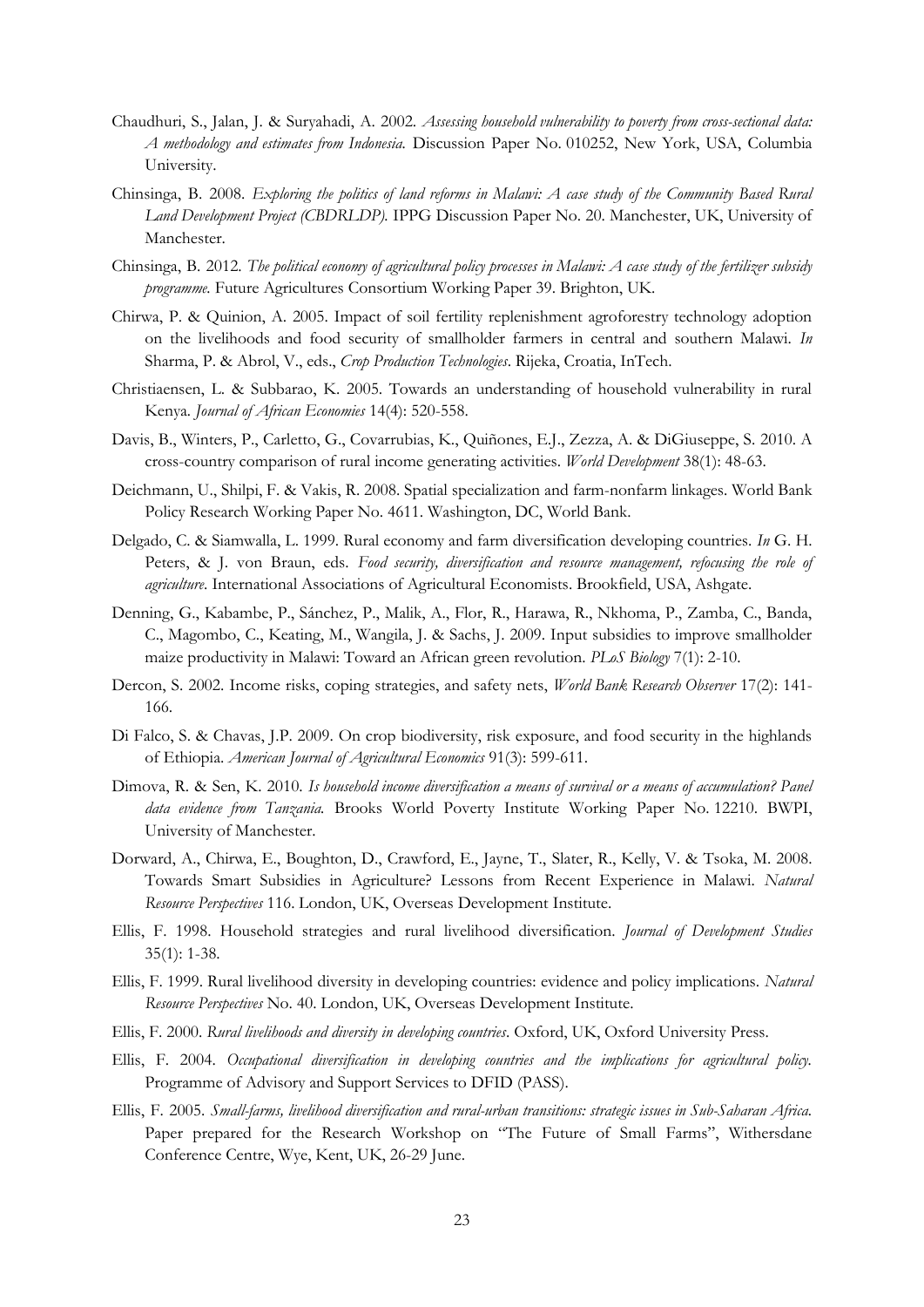Chaudhuri, S., Jalan, J. & Suryahadi, A. 2002. *Assessing household vulnerability to poverty from cross-sectional data: A methodology and estimates from Indonesia.* Discussion Paper No. 010252, New York, USA, Columbia University.

Chinsinga, B. 2008. *Exploring the politics of land reforms in Malawi: A case study of the Community Based Rural Land Development Project (CBDRLDP).* IPPG Discussion Paper No. 20. Manchester, UK, University of Manchester.

Chinsinga, B. 2012. *The political economy of agricultural policy processes in Malawi: A case study of the fertilizer subsidy programme.* Future Agricultures Consortium Working Paper 39. Brighton, UK.

Chirwa, P. & Quinion, A. 2005. Impact of soil fertility replenishment agroforestry technology adoption on the livelihoods and food security of smallholder farmers in central and southern Malawi. *In* Sharma, P. & Abrol, V., eds., *Crop Production Technologies*. Rijeka, Croatia, InTech.

Christiaensen, L. & Subbarao, K. 2005. Towards an understanding of household vulnerability in rural Kenya. *Journal of African Economies* 14(4): 520-558.

Davis, B., Winters, P., Carletto, G., Covarrubias, K., Quiñones, E.J., Zezza, A. & DiGiuseppe, S. 2010. A cross-country comparison of rural income generating activities. *World Development* 38(1): 48-63.

Deichmann, U., Shilpi, F. & Vakis, R. 2008. Spatial specialization and farm-nonfarm linkages. World Bank Policy Research Working Paper No. 4611. Washington, DC, World Bank.

Delgado, C. & Siamwalla, L. 1999. Rural economy and farm diversification developing countries. *In* G. H. Peters, & J. von Braun, eds. *Food security, diversification and resource management, refocusing the role of agriculture.* International Associations of Agricultural Economists. Brookfield, USA, Ashgate.

Denning, G., Kabambe, P., Sánchez, P., Malik, A., Flor, R., Harawa, R., Nkhoma, P., Zamba, C., Banda, C., Magombo, C., Keating, M., Wangila, J. & Sachs, J. 2009. Input subsidies to improve smallholder maize productivity in Malawi: Toward an African green revolution. *PLoS Biology* 7(1): 2-10.

Dercon, S. 2002. Income risks, coping strategies, and safety nets, *World Bank Research Observer* 17(2): 141-166.

Di Falco, S. & Chavas, J.P. 2009. On crop biodiversity, risk exposure, and food security in the highlands of Ethiopia. *American Journal of Agricultural Economics* 91(3): 599-611.

Dimova, R. & Sen, K. 2010. *Is household income diversification a means of survival or a means of accumulation? Panel data evidence from Tanzania.* Brooks World Poverty Institute Working Paper No. 12210. BWPI, University of Manchester.

Dorward, A., Chirwa, E., Boughton, D., Crawford, E., Jayne, T., Slater, R., Kelly, V. & Tsoka, M. 2008. Towards Smart Subsidies in Agriculture? Lessons from Recent Experience in Malawi. *Natural Resource Perspectives* 116. London, UK, Overseas Development Institute.

Ellis, F. 1998. Household strategies and rural livelihood diversification. *Journal of Development Studies* 35(1): 1-38.

Ellis, F. 1999. Rural livelihood diversity in developing countries: evidence and policy implications. *Natural Resource Perspectives* No. 40. London, UK, Overseas Development Institute.

Ellis, F. 2000. *Rural livelihoods and diversity in developing countries*. Oxford, UK, Oxford University Press.

Ellis, F. 2004. *Occupational diversification in developing countries and the implications for agricultural policy.* Programme of Advisory and Support Services to DFID (PASS).

Ellis, F. 2005. *Small-farms, livelihood diversification and rural-urban transitions: strategic issues in Sub-Saharan Africa.* Paper prepared for the Research Workshop on "The Future of Small Farms", Withersdane Conference Centre, Wye, Kent, UK, 26-29 June.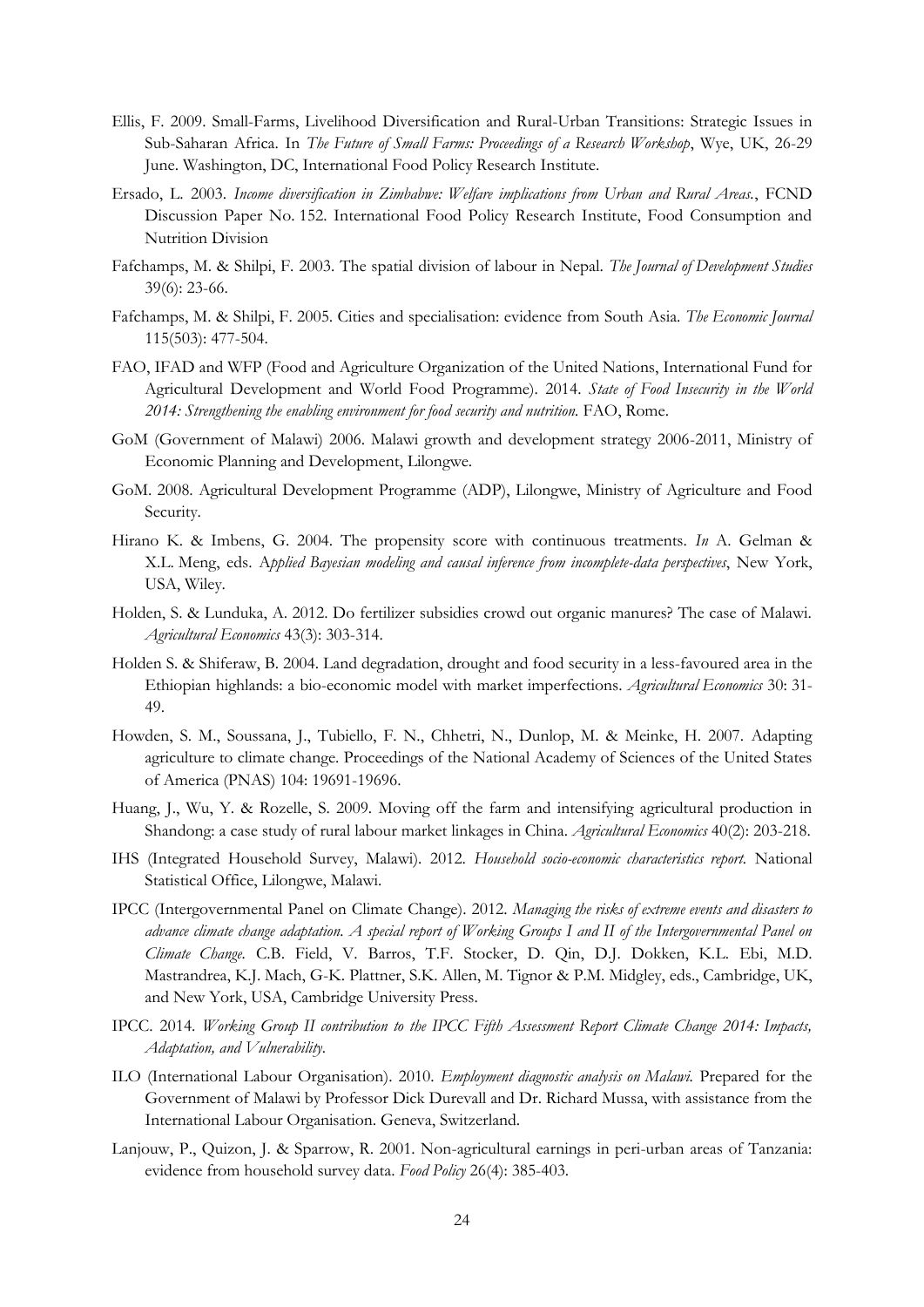Ellis, F. 2009. Small-Farms, Livelihood Diversification and Rural-Urban Transitions: Strategic Issues in Sub-Saharan Africa. In *The Future of Small Farms: Proceedings of a Research Workshop*, Wye, UK, 26-29 June. Washington, DC, International Food Policy Research Institute.

Ersado, L. 2003. *Income diversification in Zimbabwe: Welfare implications from Urban and Rural Areas.*, FCND Discussion Paper No. 152. International Food Policy Research Institute, Food Consumption and Nutrition Division

Fafchamps, M. & Shilpi, F. 2003. The spatial division of labour in Nepal. *The Journal of Development Studies* 39(6): 23-66.

Fafchamps, M. & Shilpi, F. 2005. Cities and specialisation: evidence from South Asia. *The Economic Journal* 115(503): 477-504.

FAO, IFAD and WFP (Food and Agriculture Organization of the United Nations, International Fund for Agricultural Development and World Food Programme). 2014. *State of Food Insecurity in the World 2014: Strengthening the enabling environment for food security and nutrition*. FAO, Rome.

GoM (Government of Malawi) 2006. Malawi growth and development strategy 2006-2011, Ministry of Economic Planning and Development, Lilongwe.

GoM. 2008. Agricultural Development Programme (ADP), Lilongwe, Ministry of Agriculture and Food Security.

Hirano K. & Imbens, G. 2004. The propensity score with continuous treatments. *In* A. Gelman & X.L. Meng, eds. *Applied Bayesian modeling and causal inference from incomplete-data perspectives*, New York, USA, Wiley.

Holden, S. & Lunduka, A. 2012. Do fertilizer subsidies crowd out organic manures? The case of Malawi. *Agricultural Economics* 43(3): 303-314.

Holden S. & Shiferaw, B. 2004. Land degradation, drought and food security in a less-favoured area in the Ethiopian highlands: a bio-economic model with market imperfections. *Agricultural Economics* 30: 31-49.

Howden, S. M., Soussana, J., Tubiello, F. N., Chhetri, N., Dunlop, M. & Meinke, H. 2007. Adapting agriculture to climate change. Proceedings of the National Academy of Sciences of the United States of America (PNAS) 104: 19691-19696.

Huang, J., Wu, Y. & Rozelle, S. 2009. Moving off the farm and intensifying agricultural production in Shandong: a case study of rural labour market linkages in China. *Agricultural Economics* 40(2): 203-218.

IHS (Integrated Household Survey, Malawi). 2012. *Household socio-economic characteristics report.* National Statistical Office, Lilongwe, Malawi.

IPCC (Intergovernmental Panel on Climate Change). 2012. *Managing the risks of extreme events and disasters to advance climate change adaptation. A special report of Working Groups I and II of the Intergovernmental Panel on Climate Change.* C.B. Field, V. Barros, T.F. Stocker, D. Qin, D.J. Dokken, K.L. Ebi, M.D. Mastrandrea, K.J. Mach, G-K. Plattner, S.K. Allen, M. Tignor & P.M. Midgley, eds., Cambridge, UK, and New York, USA, Cambridge University Press.

IPCC. 2014. *Working Group II contribution to the IPCC Fifth Assessment Report Climate Change 2014: Impacts, Adaptation, and Vulnerability.*

ILO (International Labour Organisation). 2010. *Employment diagnostic analysis on Malawi.* Prepared for the Government of Malawi by Professor Dick Durevall and Dr. Richard Mussa, with assistance from the International Labour Organisation. Geneva, Switzerland.

Lanjouw, P., Quizon, J. & Sparrow, R. 2001. Non-agricultural earnings in peri-urban areas of Tanzania: evidence from household survey data. *Food Policy* 26(4): 385-403.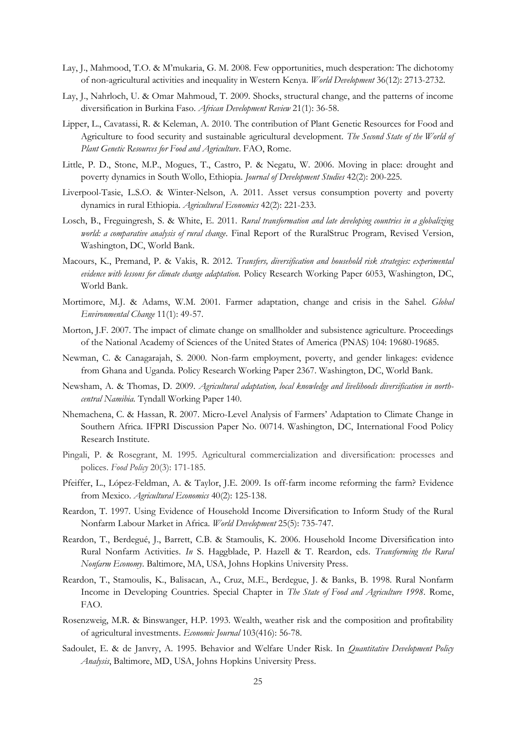Lay, J., Mahmood, T.O. & M'mukaria, G. M. 2008. Few opportunities, much desperation: The dichotomy of non-agricultural activities and inequality in Western Kenya. *World Development* 36(12): 2713-2732.

Lay, J., Nahrloch, U. & Omar Mahmoud, T. 2009. Shocks, structural change, and the patterns of income diversification in Burkina Faso. *African Development Review* 21(1): 36-58.

Lipper, L., Cavatassi, R. & Keleman, A. 2010. The contribution of Plant Genetic Resources for Food and Agriculture to food security and sustainable agricultural development. *The Second State of the World of Plant Genetic Resources for Food and Agriculture*. FAO, Rome.

Little, P. D., Stone, M.P., Mogues, T., Castro, P. & Negatu, W. 2006. Moving in place: drought and poverty dynamics in South Wollo, Ethiopia. *Journal of Development Studies* 42(2): 200-225.

Liverpool-Tasie, L.S.O. & Winter-Nelson, A. 2011. Asset versus consumption poverty and poverty dynamics in rural Ethiopia. *Agricultural Economics* 42(2): 221-233.

Losch, B., Freguingresh, S. & White, E. 2011. *Rural transformation and late developing countries in a globalizing world: a comparative analysis of rural change*. Final Report of the RuralStruc Program, Revised Version, Washington, DC, World Bank.

Macours, K., Premand, P. & Vakis, R. 2012. *Transfers, diversification and household risk strategies: experimental evidence with lessons for climate change adaptation.* Policy Research Working Paper 6053, Washington, DC, World Bank.

Mortimore, M.J. & Adams, W.M. 2001. Farmer adaptation, change and crisis in the Sahel. *Global Environmental Change* 11(1): 49-57.

Morton, J.F. 2007. The impact of climate change on smallholder and subsistence agriculture. Proceedings of the National Academy of Sciences of the United States of America (PNAS) 104: 19680-19685.

Newman, C. & Canagarajah, S. 2000. Non-farm employment, poverty, and gender linkages: evidence from Ghana and Uganda. Policy Research Working Paper 2367. Washington, DC, World Bank.

Newsham, A. & Thomas, D. 2009. *Agricultural adaptation, local knowledge and livelihoods diversification in north-central Namibia.* Tyndall Working Paper 140.

Nhemachena, C. & Hassan, R. 2007. Micro-Level Analysis of Farmers' Adaptation to Climate Change in Southern Africa. IFPRI Discussion Paper No. 00714. Washington, DC, International Food Policy Research Institute.

Pingali, P. & Rosegrant, M. 1995. Agricultural commercialization and diversification: processes and polices. *Food Policy* 20(3): 171-185.

Pfeiffer, L., López-Feldman, A. & Taylor, J.E. 2009. Is off-farm income reforming the farm? Evidence from Mexico. *Agricultural Economics* 40(2): 125-138.

Reardon, T. 1997. Using Evidence of Household Income Diversification to Inform Study of the Rural Nonfarm Labour Market in Africa. *World Development* 25(5): 735-747.

Reardon, T., Berdegué, J., Barrett, C.B. & Stamoulis, K. 2006. Household Income Diversification into Rural Nonfarm Activities. *In* S. Haggblade, P. Hazell & T. Reardon, eds. *Transforming the Rural Nonfarm Economy*. Baltimore, MA, USA, Johns Hopkins University Press.

Reardon, T., Stamoulis, K., Balisacan, A., Cruz, M.E., Berdegue, J. & Banks, B. 1998. Rural Nonfarm Income in Developing Countries. Special Chapter in *The State of Food and Agriculture 1998*. Rome, FAO.

Rosenzweig, M.R. & Binswanger, H.P. 1993. Wealth, weather risk and the composition and profitability of agricultural investments. *Economic Journal* 103(416): 56-78.

Sadoulet, E. & de Janvry, A. 1995. Behavior and Welfare Under Risk. In *Quantitative Development Policy Analysis*, Baltimore, MD, USA, Johns Hopkins University Press.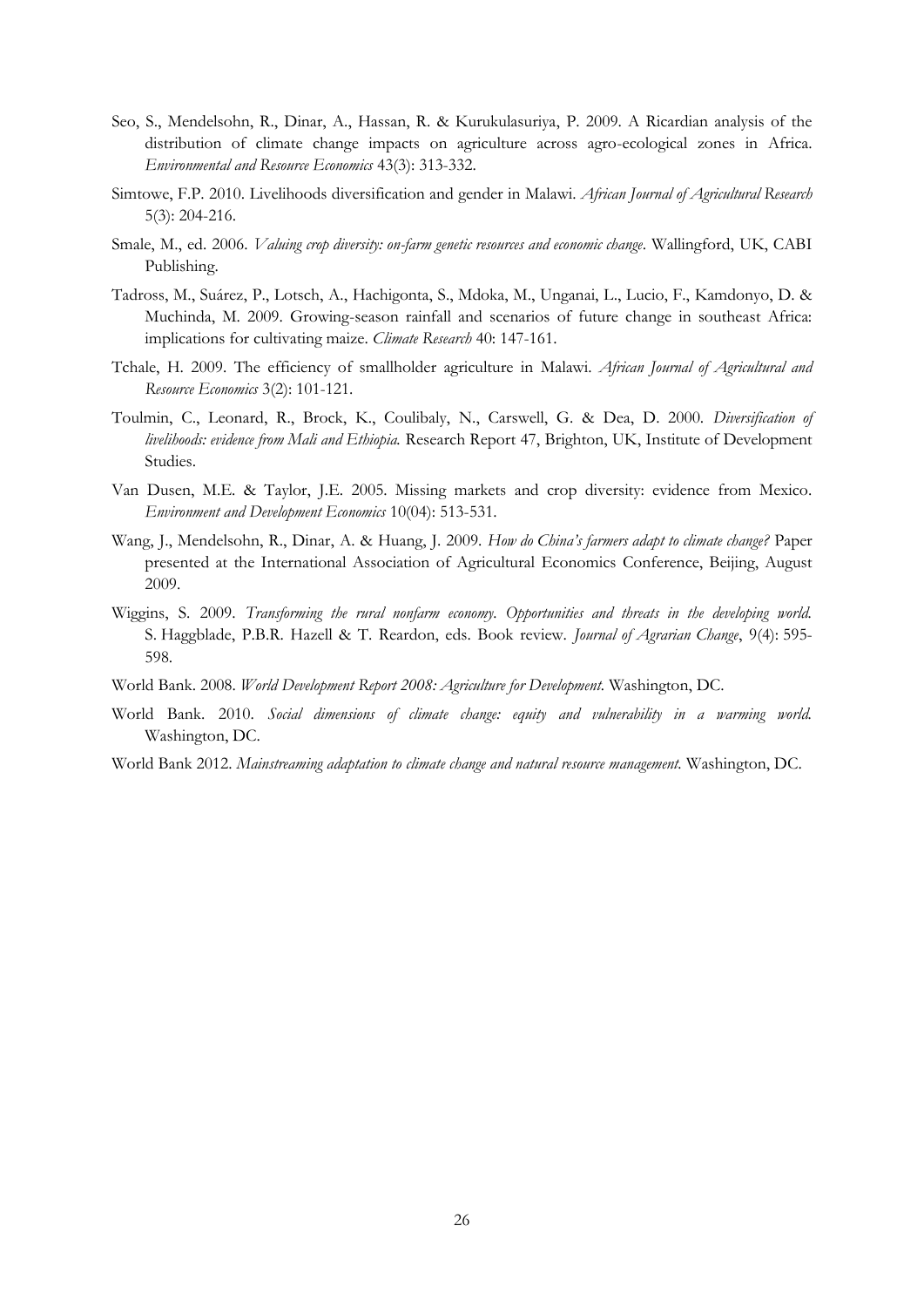Seo, S., Mendelsohn, R., Dinar, A., Hassan, R. & Kurukulasuriya, P. 2009. A Ricardian analysis of the distribution of climate change impacts on agriculture across agro-ecological zones in Africa. *Environmental and Resource Economics* 43(3): 313-332.

Simtowe, F.P. 2010. Livelihoods diversification and gender in Malawi. *African Journal of Agricultural Research* 5(3): 204-216.

Smale, M., ed. 2006. *Valuing crop diversity: on-farm genetic resources and economic change*. Wallingford, UK, CABI Publishing.

Tadross, M., Suárez, P., Lotsch, A., Hachigonta, S., Mdoka, M., Unganai, L., Lucio, F., Kamdonyo, D. & Muchinda, M. 2009. Growing-season rainfall and scenarios of future change in southeast Africa: implications for cultivating maize. *Climate Research* 40: 147-161.

Tchale, H. 2009. The efficiency of smallholder agriculture in Malawi. *African Journal of Agricultural and Resource Economics* 3(2): 101-121.

Toulmin, C., Leonard, R., Brock, K., Coulibaly, N., Carswell, G. & Dea, D. 2000. *Diversification of livelihoods: evidence from Mali and Ethiopia.* Research Report 47, Brighton, UK, Institute of Development Studies.

Van Dusen, M.E. & Taylor, J.E. 2005. Missing markets and crop diversity: evidence from Mexico. *Environment and Development Economics* 10(04): 513-531.

Wang, J., Mendelsohn, R., Dinar, A. & Huang, J. 2009. *How do China's farmers adapt to climate change?* Paper presented at the International Association of Agricultural Economics Conference, Beijing, August 2009.

Wiggins, S. 2009. *Transforming the rural nonfarm economy. Opportunities and threats in the developing world.* S. Haggblade, P.B.R. Hazell & T. Reardon, eds. Book review. *Journal of Agrarian Change*, 9(4): 595-598.

World Bank. 2008. *World Development Report 2008: Agriculture for Development.* Washington, DC.

World Bank. 2010. *Social dimensions of climate change: equity and vulnerability in a warming world.* Washington, DC.

World Bank 2012. *Mainstreaming adaptation to climate change and natural resource management.* Washington, DC.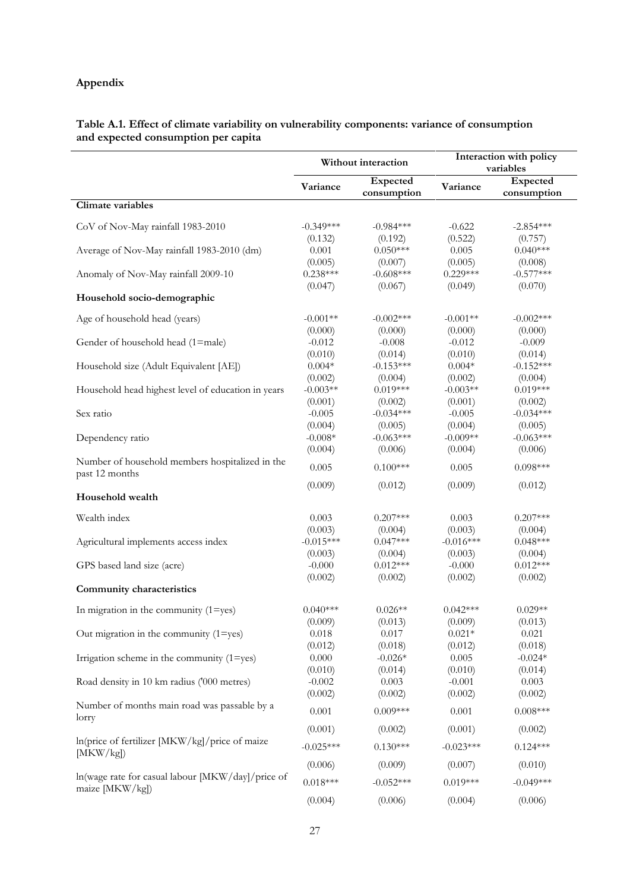## Appendix

**Table A.1. Effect of climate variability on vulnerability components: variance of consumption and expected consumption per capita**

| | Without interaction | | Interaction with policy variables | |
|---|---|---|---|---|
| | Variance | Expected consumption | Variance | Expected consumption |
| **Climate variables** | | | | |
| CoV of Nov-May rainfall 1983-2010 | -0.349*** | -0.984*** | -0.622 | -2.854*** |
| | (0.132) | (0.192) | (0.522) | (0.757) |
| Average of Nov-May rainfall 1983-2010 (dm) | 0.001 | 0.050*** | 0.005 | 0.040*** |
| | (0.005) | (0.007) | (0.005) | (0.008) |
| Anomaly of Nov-May rainfall 2009-10 | 0.238*** | -0.608*** | 0.229*** | -0.577*** |
| | (0.047) | (0.067) | (0.049) | (0.070) |
| **Household socio-demographic** | | | | |
| Age of household head (years) | -0.001** | -0.002*** | -0.001** | -0.002*** |
| | (0.000) | (0.000) | (0.000) | (0.000) |
| Gender of household head (1=male) | -0.012 | -0.008 | -0.012 | -0.009 |
| | (0.010) | (0.014) | (0.010) | (0.014) |
| Household size (Adult Equivalent [AE]) | 0.004* | -0.153*** | 0.004* | -0.152*** |
| | (0.002) | (0.004) | (0.002) | (0.004) |
| Household head highest level of education in years | -0.003** | 0.019*** | -0.003** | 0.019*** |
| | (0.001) | (0.002) | (0.001) | (0.002) |
| Sex ratio | -0.005 | -0.034*** | -0.005 | -0.034*** |
| | (0.004) | (0.005) | (0.004) | (0.005) |
| Dependency ratio | -0.008* | -0.063*** | -0.009** | -0.063*** |
| | (0.004) | (0.006) | (0.004) | (0.006) |
| Number of household members hospitalized in the past 12 months | 0.005 | 0.100*** | 0.005 | 0.098*** |
| | (0.009) | (0.012) | (0.009) | (0.012) |
| **Household wealth** | | | | |
| Wealth index | 0.003 | 0.207*** | 0.003 | 0.207*** |
| | (0.003) | (0.004) | (0.003) | (0.004) |
| Agricultural implements access index | -0.015*** | 0.047*** | -0.016*** | 0.048*** |
| | (0.003) | (0.004) | (0.003) | (0.004) |
| GPS based land size (acre) | -0.000 | 0.012*** | -0.000 | 0.012*** |
| | (0.002) | (0.002) | (0.002) | (0.002) |
| **Community characteristics** | | | | |
| In migration in the community (1=yes) | 0.040*** | 0.026** | 0.042*** | 0.029** |
| | (0.009) | (0.013) | (0.009) | (0.013) |
| Out migration in the community (1=yes) | 0.018 | 0.017 | 0.021* | 0.021 |
| | (0.012) | (0.018) | (0.012) | (0.018) |
| Irrigation scheme in the community (1=yes) | 0.000 | -0.026* | 0.005 | -0.024* |
| | (0.010) | (0.014) | (0.010) | (0.014) |
| Road density in 10 km radius ('000 metres) | -0.002 | 0.003 | -0.001 | 0.003 |
| | (0.002) | (0.002) | (0.002) | (0.002) |
| Number of months main road was passable by a lorry | 0.001 | 0.009*** | 0.001 | 0.008*** |
| | (0.001) | (0.002) | (0.001) | (0.002) |
| ln(price of fertilizer [MKW/kg]/price of maize [MKW/kg]) | -0.025*** | 0.130*** | -0.023*** | 0.124*** |
| | (0.006) | (0.009) | (0.007) | (0.010) |
| ln(wage rate for casual labour [MKW/day]/price of maize [MKW/kg]) | 0.018*** | -0.052*** | 0.019*** | -0.049*** |
| | (0.004) | (0.006) | (0.004) | (0.006) |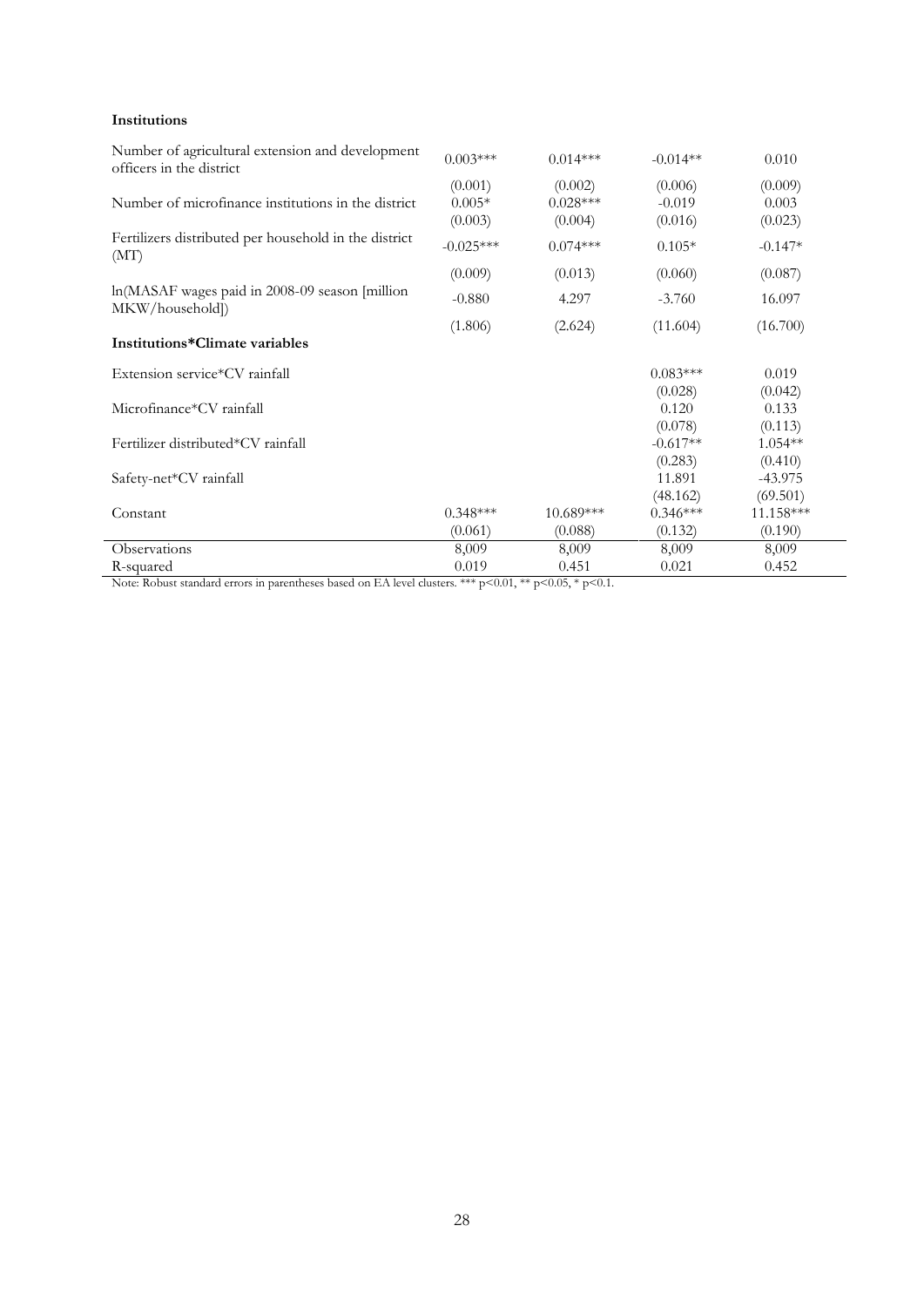| **Institutions** | | | | |
|---|---|---|---|---|
| Number of agricultural extension and development officers in the district | 0.003*** | 0.014*** | -0.014** | 0.010 |
| | (0.001) | (0.002) | (0.006) | (0.009) |
| Number of microfinance institutions in the district | 0.005* | 0.028*** | -0.019 | 0.003 |
| | (0.003) | (0.004) | (0.016) | (0.023) |
| Fertilizers distributed per household in the district (MT) | -0.025*** | 0.074*** | 0.105* | -0.147* |
| | (0.009) | (0.013) | (0.060) | (0.087) |
| ln(MASAF wages paid in 2008-09 season [million MKW/household]) | -0.880 | 4.297 | -3.760 | 16.097 |
| | (1.806) | (2.624) | (11.604) | (16.700) |
| **Institutions*Climate variables** | | | | |
| Extension service*CV rainfall | | | 0.083*** | 0.019 |
| | | | (0.028) | (0.042) |
| Microfinance*CV rainfall | | | 0.120 | 0.133 |
| | | | (0.078) | (0.113) |
| Fertilizer distributed*CV rainfall | | | -0.617** | 1.054** |
| | | | (0.283) | (0.410) |
| Safety-net*CV rainfall | | | 11.891 | -43.975 |
| | | | (48.162) | (69.501) |
| Constant | 0.348*** | 10.689*** | 0.346*** | 11.158*** |
| | (0.061) | (0.088) | (0.132) | (0.190) |
| Observations | 8,009 | 8,009 | 8,009 | 8,009 |
| R-squared | 0.019 | 0.451 | 0.021 | 0.452 |

Note: Robust standard errors in parentheses based on EA level clusters. *** p<0.01, ** p<0.05, * p<0.1.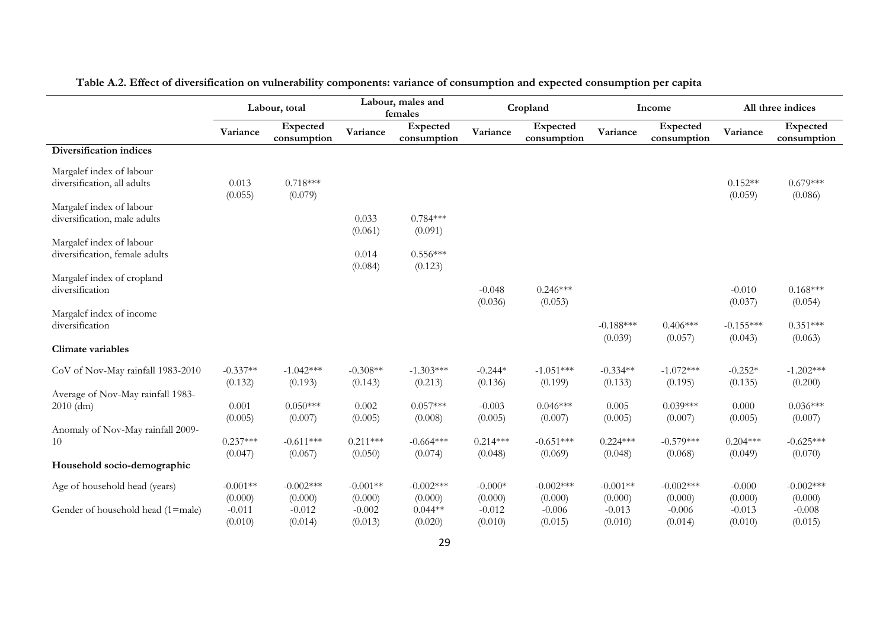**Table A.2. Effect of diversification on vulnerability components: variance of consumption and expected consumption per capita**

| | Labour, total | | Labour, males and females | | Cropland | | Income | | All three indices | |
|---|---|---|---|---|---|---|---|---|---|---|
| | Variance | Expected consumption | Variance | Expected consumption | Variance | Expected consumption | Variance | Expected consumption | Variance | Expected consumption |
| **Diversification indices** | | | | | | | | | | |
| Margalef index of labour diversification, all adults | 0.013 | 0.718*** | | | | | | | 0.152** | 0.679*** |
| | (0.055) | (0.079) | | | | | | | (0.059) | (0.086) |
| Margalef index of labour diversification, male adults | | | 0.033 | 0.784*** | | | | | | |
| | | | (0.061) | (0.091) | | | | | | |
| Margalef index of labour diversification, female adults | | | 0.014 | 0.556*** | | | | | | |
| | | | (0.084) | (0.123) | | | | | | |
| Margalef index of cropland diversification | | | | | -0.048 | 0.246*** | | | -0.010 | 0.168*** |
| | | | | | (0.036) | (0.053) | | | (0.037) | (0.054) |
| Margalef index of income diversification | | | | | | | -0.188*** | 0.406*** | -0.155*** | 0.351*** |
| | | | | | | | (0.039) | (0.057) | (0.043) | (0.063) |
| **Climate variables** | | | | | | | | | | |
| CoV of Nov-May rainfall 1983-2010 | -0.337** | -1.042*** | -0.308** | -1.303*** | -0.244* | -1.051*** | -0.334** | -1.072*** | -0.252* | -1.202*** |
| | (0.132) | (0.193) | (0.143) | (0.213) | (0.136) | (0.199) | (0.133) | (0.195) | (0.135) | (0.200) |
| Average of Nov-May rainfall 1983-2010 (dm) | 0.001 | 0.050*** | 0.002 | 0.057*** | -0.003 | 0.046*** | 0.005 | 0.039*** | 0.000 | 0.036*** |
| | (0.005) | (0.007) | (0.005) | (0.008) | (0.005) | (0.007) | (0.005) | (0.007) | (0.005) | (0.007) |
| Anomaly of Nov-May rainfall 2009-10 | 0.237*** | -0.611*** | 0.211*** | -0.664*** | 0.214*** | -0.651*** | 0.224*** | -0.579*** | 0.204*** | -0.625*** |
| | (0.047) | (0.067) | (0.050) | (0.074) | (0.048) | (0.069) | (0.048) | (0.068) | (0.049) | (0.070) |
| **Household socio-demographic** | | | | | | | | | | |
| Age of household head (years) | -0.001** | -0.002*** | -0.001** | -0.002*** | -0.000* | -0.002*** | -0.001** | -0.002*** | -0.000 | -0.002*** |
| | (0.000) | (0.000) | (0.000) | (0.000) | (0.000) | (0.000) | (0.000) | (0.000) | (0.000) | (0.000) |
| Gender of household head (1=male) | -0.011 | -0.012 | -0.002 | 0.044** | -0.012 | -0.006 | -0.013 | -0.006 | -0.013 | -0.008 |
| | (0.010) | (0.014) | (0.013) | (0.020) | (0.010) | (0.015) | (0.010) | (0.014) | (0.010) | (0.015) |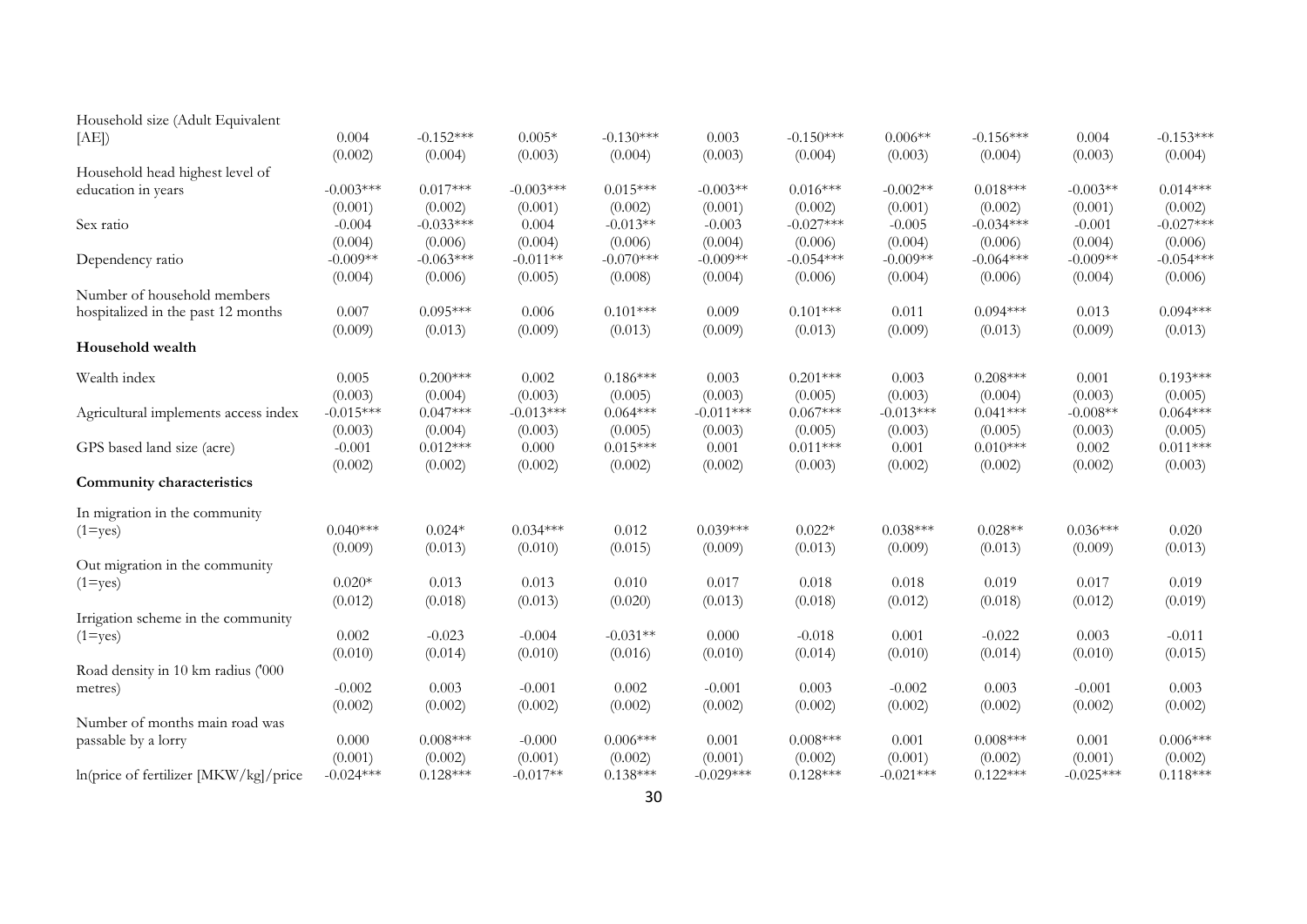| | | | | | | | | | | |
|---|---|---|---|---|---|---|---|---|---|---|
| Household size (Adult Equivalent [AE]) | 0.004 | -0.152*** | 0.005* | -0.130*** | 0.003 | -0.150*** | 0.006** | -0.156*** | 0.004 | -0.153*** |
| | (0.002) | (0.004) | (0.003) | (0.004) | (0.003) | (0.004) | (0.003) | (0.004) | (0.003) | (0.004) |
| Household head highest level of education in years | -0.003*** | 0.017*** | -0.003*** | 0.015*** | -0.003** | 0.016*** | -0.002** | 0.018*** | -0.003** | 0.014*** |
| | (0.001) | (0.002) | (0.001) | (0.002) | (0.001) | (0.002) | (0.001) | (0.002) | (0.001) | (0.002) |
| Sex ratio | -0.004 | -0.033*** | 0.004 | -0.013** | -0.003 | -0.027*** | -0.005 | -0.034*** | -0.001 | -0.027*** |
| | (0.004) | (0.006) | (0.004) | (0.006) | (0.004) | (0.006) | (0.004) | (0.006) | (0.004) | (0.006) |
| Dependency ratio | -0.009** | -0.063*** | -0.011** | -0.070*** | -0.009** | -0.054*** | -0.009** | -0.064*** | -0.009** | -0.054*** |
| | (0.004) | (0.006) | (0.005) | (0.008) | (0.004) | (0.006) | (0.004) | (0.006) | (0.004) | (0.006) |
| Number of household members hospitalized in the past 12 months | 0.007 | 0.095*** | 0.006 | 0.101*** | 0.009 | 0.101*** | 0.011 | 0.094*** | 0.013 | 0.094*** |
| | (0.009) | (0.013) | (0.009) | (0.013) | (0.009) | (0.013) | (0.009) | (0.013) | (0.009) | (0.013) |
| **Household wealth** | | | | | | | | | | |
| Wealth index | 0.005 | 0.200*** | 0.002 | 0.186*** | 0.003 | 0.201*** | 0.003 | 0.208*** | 0.001 | 0.193*** |
| | (0.003) | (0.004) | (0.003) | (0.005) | (0.003) | (0.005) | (0.003) | (0.004) | (0.003) | (0.005) |
| Agricultural implements access index | -0.015*** | 0.047*** | -0.013*** | 0.064*** | -0.011*** | 0.067*** | -0.013*** | 0.041*** | -0.008** | 0.064*** |
| | (0.003) | (0.004) | (0.003) | (0.005) | (0.003) | (0.005) | (0.003) | (0.005) | (0.003) | (0.005) |
| GPS based land size (acre) | -0.001 | 0.012*** | 0.000 | 0.015*** | 0.001 | 0.011*** | 0.001 | 0.010*** | 0.002 | 0.011*** |
| | (0.002) | (0.002) | (0.002) | (0.002) | (0.002) | (0.003) | (0.002) | (0.002) | (0.002) | (0.003) |
| **Community characteristics** | | | | | | | | | | |
| In migration in the community (1=yes) | 0.040*** | 0.024* | 0.034*** | 0.012 | 0.039*** | 0.022* | 0.038*** | 0.028** | 0.036*** | 0.020 |
| | (0.009) | (0.013) | (0.010) | (0.015) | (0.009) | (0.013) | (0.009) | (0.013) | (0.009) | (0.013) |
| Out migration in the community (1=yes) | 0.020* | 0.013 | 0.013 | 0.010 | 0.017 | 0.018 | 0.018 | 0.019 | 0.017 | 0.019 |
| | (0.012) | (0.018) | (0.013) | (0.020) | (0.013) | (0.018) | (0.012) | (0.018) | (0.012) | (0.019) |
| Irrigation scheme in the community (1=yes) | 0.002 | -0.023 | -0.004 | -0.031** | 0.000 | -0.018 | 0.001 | -0.022 | 0.003 | -0.011 |
| | (0.010) | (0.014) | (0.010) | (0.016) | (0.010) | (0.014) | (0.010) | (0.014) | (0.010) | (0.015) |
| Road density in 10 km radius ('000 metres) | -0.002 | 0.003 | -0.001 | 0.002 | -0.001 | 0.003 | -0.002 | 0.003 | -0.001 | 0.003 |
| | (0.002) | (0.002) | (0.002) | (0.002) | (0.002) | (0.002) | (0.002) | (0.002) | (0.002) | (0.002) |
| Number of months main road was passable by a lorry | 0.000 | 0.008*** | -0.000 | 0.006*** | 0.001 | 0.008*** | 0.001 | 0.008*** | 0.001 | 0.006*** |
| | (0.001) | (0.002) | (0.001) | (0.002) | (0.001) | (0.002) | (0.001) | (0.002) | (0.001) | (0.002) |
| ln(price of fertilizer [MKW/kg]/price | -0.024*** | 0.128*** | -0.017** | 0.138*** | -0.029*** | 0.128*** | -0.021*** | 0.122*** | -0.025*** | 0.118*** |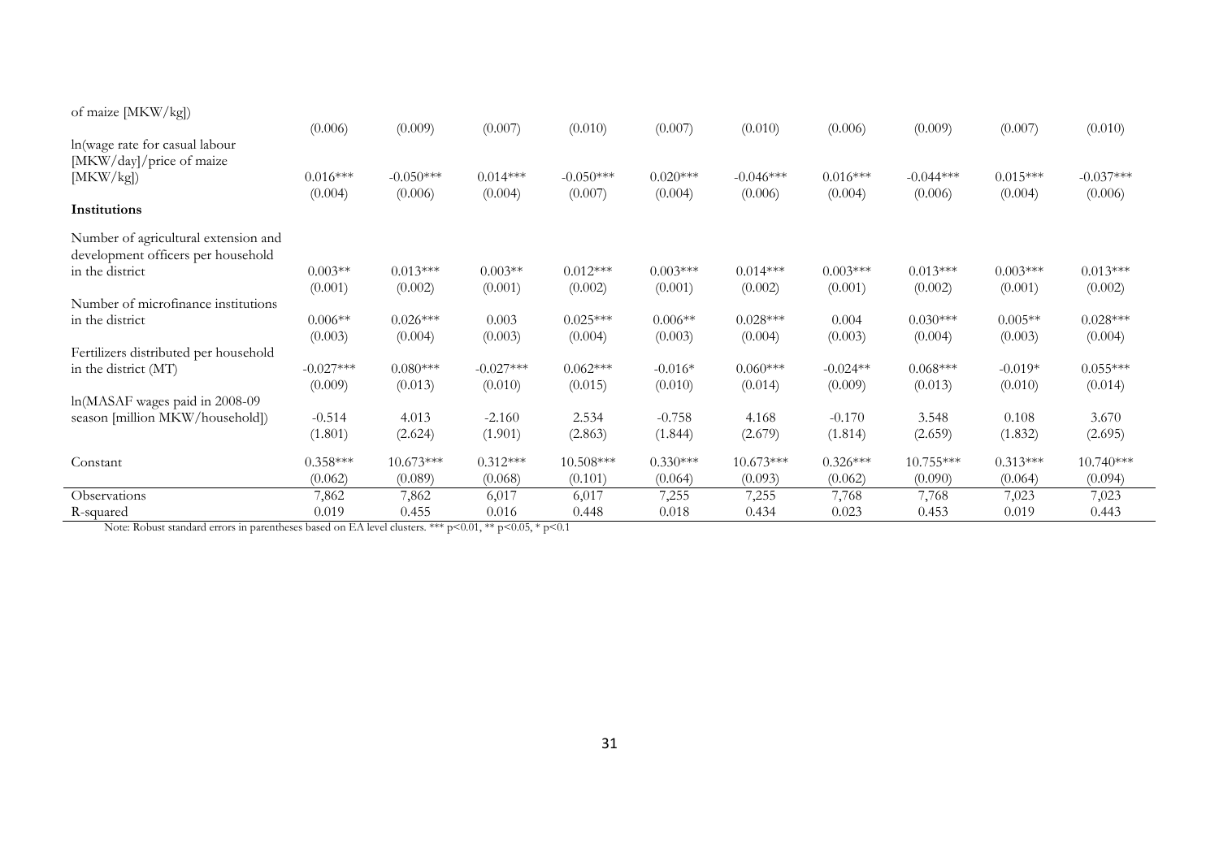| | | | | | | | | | | |
|---|---|---|---|---|---|---|---|---|---|---|
| of maize [MKW/kg]) | | | | | | | | | | |
| | (0.006) | (0.009) | (0.007) | (0.010) | (0.007) | (0.010) | (0.006) | (0.009) | (0.007) | (0.010) |
| ln(wage rate for casual labour [MKW/day]/price of maize [MKW/kg]) | 0.016*** | -0.050*** | 0.014*** | -0.050*** | 0.020*** | -0.046*** | 0.016*** | -0.044*** | 0.015*** | -0.037*** |
| | (0.004) | (0.006) | (0.004) | (0.007) | (0.004) | (0.006) | (0.004) | (0.006) | (0.004) | (0.006) |
| **Institutions** | | | | | | | | | | |
| Number of agricultural extension and development officers per household in the district | 0.003** | 0.013*** | 0.003** | 0.012*** | 0.003*** | 0.014*** | 0.003*** | 0.013*** | 0.003*** | 0.013*** |
| | (0.001) | (0.002) | (0.001) | (0.002) | (0.001) | (0.002) | (0.001) | (0.002) | (0.001) | (0.002) |
| Number of microfinance institutions in the district | 0.006** | 0.026*** | 0.003 | 0.025*** | 0.006** | 0.028*** | 0.004 | 0.030*** | 0.005** | 0.028*** |
| | (0.003) | (0.004) | (0.003) | (0.004) | (0.003) | (0.004) | (0.003) | (0.004) | (0.003) | (0.004) |
| Fertilizers distributed per household in the district (MT) | -0.027*** | 0.080*** | -0.027*** | 0.062*** | -0.016* | 0.060*** | -0.024** | 0.068*** | -0.019* | 0.055*** |
| | (0.009) | (0.013) | (0.010) | (0.015) | (0.010) | (0.014) | (0.009) | (0.013) | (0.010) | (0.014) |
| ln(MASAF wages paid in 2008-09 season [million MKW/household]) | -0.514 | 4.013 | -2.160 | 2.534 | -0.758 | 4.168 | -0.170 | 3.548 | 0.108 | 3.670 |
| | (1.801) | (2.624) | (1.901) | (2.863) | (1.844) | (2.679) | (1.814) | (2.659) | (1.832) | (2.695) |
| Constant | 0.358*** | 10.673*** | 0.312*** | 10.508*** | 0.330*** | 10.673*** | 0.326*** | 10.755*** | 0.313*** | 10.740*** |
| | (0.062) | (0.089) | (0.068) | (0.101) | (0.064) | (0.093) | (0.062) | (0.090) | (0.064) | (0.094) |
| Observations | 7,862 | 7,862 | 6,017 | 6,017 | 7,255 | 7,255 | 7,768 | 7,768 | 7,023 | 7,023 |
| R-squared | 0.019 | 0.455 | 0.016 | 0.448 | 0.018 | 0.434 | 0.023 | 0.453 | 0.019 | 0.443 |

Note: Robust standard errors in parentheses based on EA level clusters. *** p<0.01, ** p<0.05, * p<0.1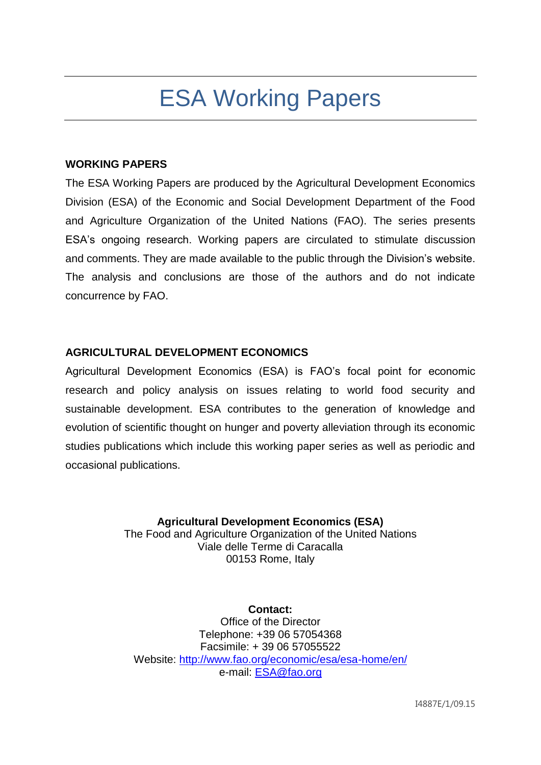# ESA Working Papers

## WORKING PAPERS

The ESA Working Papers are produced by the Agricultural Development Economics Division (ESA) of the Economic and Social Development Department of the Food and Agriculture Organization of the United Nations (FAO). The series presents ESA's ongoing research. Working papers are circulated to stimulate discussion and comments. They are made available to the public through the Division's website. The analysis and conclusions are those of the authors and do not indicate concurrence by FAO.

## AGRICULTURAL DEVELOPMENT ECONOMICS

Agricultural Development Economics (ESA) is FAO's focal point for economic research and policy analysis on issues relating to world food security and sustainable development. ESA contributes to the generation of knowledge and evolution of scientific thought on hunger and poverty alleviation through its economic studies publications which include this working paper series as well as periodic and occasional publications.

**Agricultural Development Economics (ESA)**
The Food and Agriculture Organization of the United Nations
Viale delle Terme di Caracalla
00153 Rome, Italy

**Contact:**
Office of the Director
Telephone: +39 06 57054368
Facsimile: + 39 06 57055522
Website: http://www.fao.org/economic/esa/esa-home/en/
e-mail: ESA@fao.org

I4887E/1/09.15